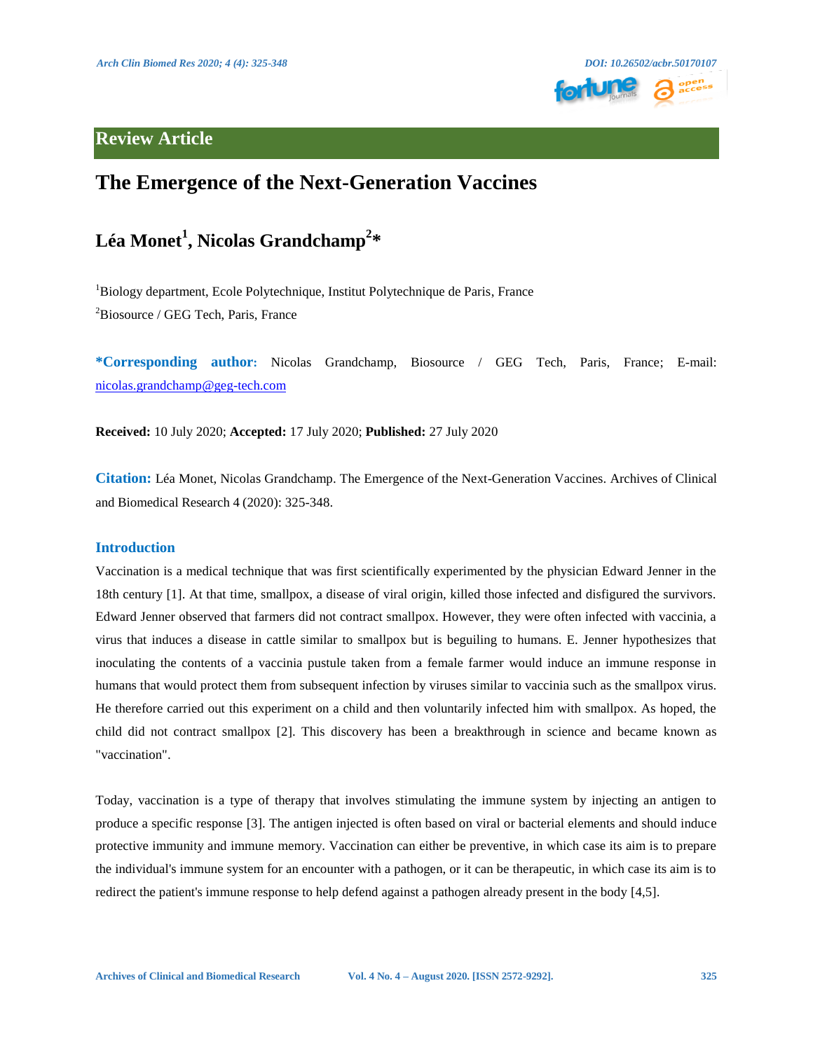## Review Article

# The Emergence of the Next-Generation Vaccines

**Léa Monet[1], Nicolas Grandchamp[2]***

[1]Biology department, Ecole Polytechnique, Institut Polytechnique de Paris, France

[2]Biosource / GEG Tech, Paris, France

***Corresponding author:** Nicolas Grandchamp, Biosource / GEG Tech, Paris, France; E-mail: nicolas.grandchamp@geg-tech.com

**Received:** 10 July 2020; **Accepted:** 17 July 2020; **Published:** 27 July 2020

**Citation:** Léa Monet, Nicolas Grandchamp. The Emergence of the Next-Generation Vaccines. Archives of Clinical and Biomedical Research 4 (2020): 325-348.

## Introduction

Vaccination is a medical technique that was first scientifically experimented by the physician Edward Jenner in the 18th century [1]. At that time, smallpox, a disease of viral origin, killed those infected and disfigured the survivors. Edward Jenner observed that farmers did not contract smallpox. However, they were often infected with vaccinia, a virus that induces a disease in cattle similar to smallpox but is beguiling to humans. E. Jenner hypothesizes that inoculating the contents of a vaccinia pustule taken from a female farmer would induce an immune response in humans that would protect them from subsequent infection by viruses similar to vaccinia such as the smallpox virus. He therefore carried out this experiment on a child and then voluntarily infected him with smallpox. As hoped, the child did not contract smallpox [2]. This discovery has been a breakthrough in science and became known as "vaccination".

Today, vaccination is a type of therapy that involves stimulating the immune system by injecting an antigen to produce a specific response [3]. The antigen injected is often based on viral or bacterial elements and should induce protective immunity and immune memory. Vaccination can either be preventive, in which case its aim is to prepare the individual's immune system for an encounter with a pathogen, or it can be therapeutic, in which case its aim is to redirect the patient's immune response to help defend against a pathogen already present in the body [4,5].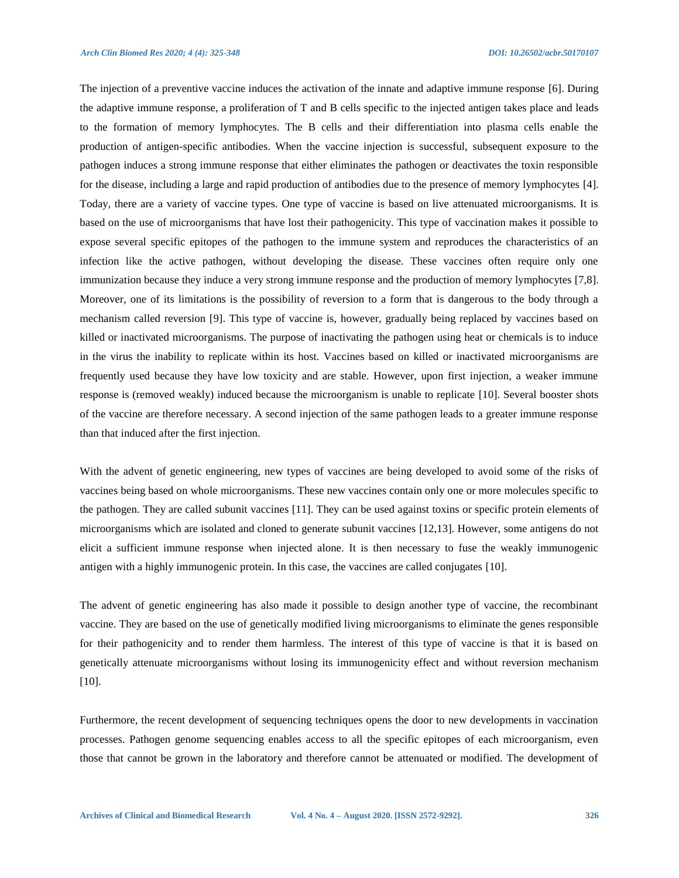The injection of a preventive vaccine induces the activation of the innate and adaptive immune response [6]. During the adaptive immune response, a proliferation of T and B cells specific to the injected antigen takes place and leads to the formation of memory lymphocytes. The B cells and their differentiation into plasma cells enable the production of antigen-specific antibodies. When the vaccine injection is successful, subsequent exposure to the pathogen induces a strong immune response that either eliminates the pathogen or deactivates the toxin responsible for the disease, including a large and rapid production of antibodies due to the presence of memory lymphocytes [4]. Today, there are a variety of vaccine types. One type of vaccine is based on live attenuated microorganisms. It is based on the use of microorganisms that have lost their pathogenicity. This type of vaccination makes it possible to expose several specific epitopes of the pathogen to the immune system and reproduces the characteristics of an infection like the active pathogen, without developing the disease. These vaccines often require only one immunization because they induce a very strong immune response and the production of memory lymphocytes [7,8]. Moreover, one of its limitations is the possibility of reversion to a form that is dangerous to the body through a mechanism called reversion [9]. This type of vaccine is, however, gradually being replaced by vaccines based on killed or inactivated microorganisms. The purpose of inactivating the pathogen using heat or chemicals is to induce in the virus the inability to replicate within its host. Vaccines based on killed or inactivated microorganisms are frequently used because they have low toxicity and are stable. However, upon first injection, a weaker immune response is (removed weakly) induced because the microorganism is unable to replicate [10]. Several booster shots of the vaccine are therefore necessary. A second injection of the same pathogen leads to a greater immune response than that induced after the first injection.

With the advent of genetic engineering, new types of vaccines are being developed to avoid some of the risks of vaccines being based on whole microorganisms. These new vaccines contain only one or more molecules specific to the pathogen. They are called subunit vaccines [11]. They can be used against toxins or specific protein elements of microorganisms which are isolated and cloned to generate subunit vaccines [12,13]. However, some antigens do not elicit a sufficient immune response when injected alone. It is then necessary to fuse the weakly immunogenic antigen with a highly immunogenic protein. In this case, the vaccines are called conjugates [10].

The advent of genetic engineering has also made it possible to design another type of vaccine, the recombinant vaccine. They are based on the use of genetically modified living microorganisms to eliminate the genes responsible for their pathogenicity and to render them harmless. The interest of this type of vaccine is that it is based on genetically attenuate microorganisms without losing its immunogenicity effect and without reversion mechanism [10].

Furthermore, the recent development of sequencing techniques opens the door to new developments in vaccination processes. Pathogen genome sequencing enables access to all the specific epitopes of each microorganism, even those that cannot be grown in the laboratory and therefore cannot be attenuated or modified. The development of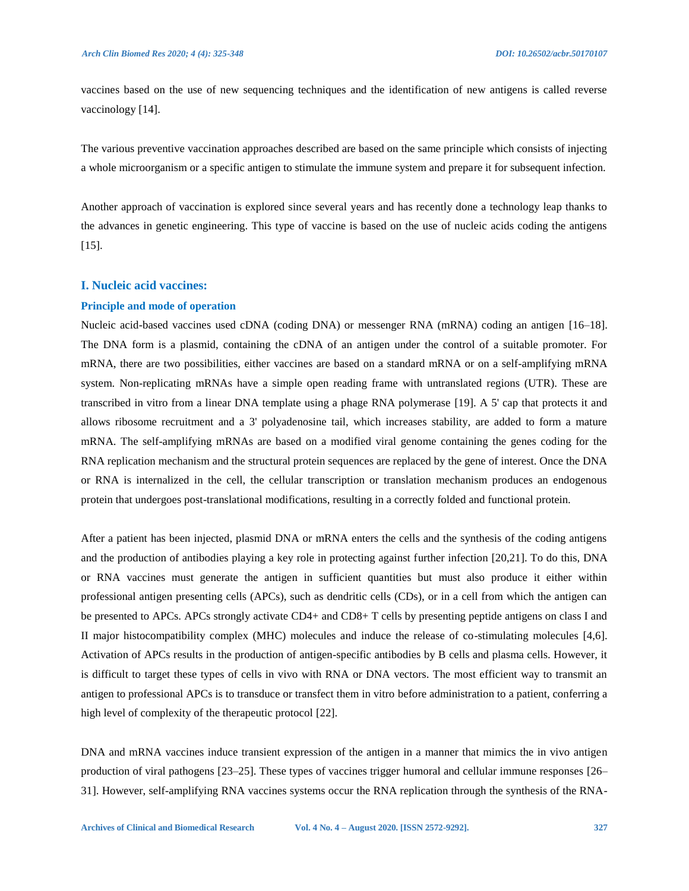vaccines based on the use of new sequencing techniques and the identification of new antigens is called reverse vaccinology [14].

The various preventive vaccination approaches described are based on the same principle which consists of injecting a whole microorganism or a specific antigen to stimulate the immune system and prepare it for subsequent infection.

Another approach of vaccination is explored since several years and has recently done a technology leap thanks to the advances in genetic engineering. This type of vaccine is based on the use of nucleic acids coding the antigens [15].

## I. Nucleic acid vaccines:

### Principle and mode of operation

Nucleic acid-based vaccines used cDNA (coding DNA) or messenger RNA (mRNA) coding an antigen [16–18]. The DNA form is a plasmid, containing the cDNA of an antigen under the control of a suitable promoter. For mRNA, there are two possibilities, either vaccines are based on a standard mRNA or on a self-amplifying mRNA system. Non-replicating mRNAs have a simple open reading frame with untranslated regions (UTR). These are transcribed in vitro from a linear DNA template using a phage RNA polymerase [19]. A 5' cap that protects it and allows ribosome recruitment and a 3' polyadenosine tail, which increases stability, are added to form a mature mRNA. The self-amplifying mRNAs are based on a modified viral genome containing the genes coding for the RNA replication mechanism and the structural protein sequences are replaced by the gene of interest. Once the DNA or RNA is internalized in the cell, the cellular transcription or translation mechanism produces an endogenous protein that undergoes post-translational modifications, resulting in a correctly folded and functional protein.

After a patient has been injected, plasmid DNA or mRNA enters the cells and the synthesis of the coding antigens and the production of antibodies playing a key role in protecting against further infection [20,21]. To do this, DNA or RNA vaccines must generate the antigen in sufficient quantities but must also produce it either within professional antigen presenting cells (APCs), such as dendritic cells (CDs), or in a cell from which the antigen can be presented to APCs. APCs strongly activate CD4+ and CD8+ T cells by presenting peptide antigens on class I and II major histocompatibility complex (MHC) molecules and induce the release of co-stimulating molecules [4,6]. Activation of APCs results in the production of antigen-specific antibodies by B cells and plasma cells. However, it is difficult to target these types of cells in vivo with RNA or DNA vectors. The most efficient way to transmit an antigen to professional APCs is to transduce or transfect them in vitro before administration to a patient, conferring a high level of complexity of the therapeutic protocol [22].

DNA and mRNA vaccines induce transient expression of the antigen in a manner that mimics the in vivo antigen production of viral pathogens [23–25]. These types of vaccines trigger humoral and cellular immune responses [26–31]. However, self-amplifying RNA vaccines systems occur the RNA replication through the synthesis of the RNA-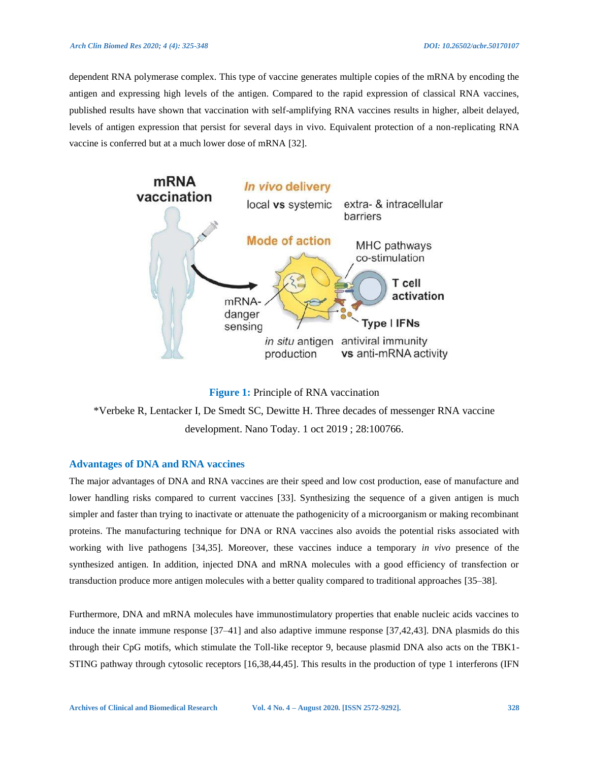dependent RNA polymerase complex. This type of vaccine generates multiple copies of the mRNA by encoding the antigen and expressing high levels of the antigen. Compared to the rapid expression of classical RNA vaccines, published results have shown that vaccination with self-amplifying RNA vaccines results in higher, albeit delayed, levels of antigen expression that persist for several days in vivo. Equivalent protection of a non-replicating RNA vaccine is conferred but at a much lower dose of mRNA [32].

**Figure 1:** Principle of RNA vaccination

*Verbeke R, Lentacker I, De Smedt SC, Dewitte H. Three decades of messenger RNA vaccine development. Nano Today. 1 oct 2019 ; 28:100766.

## Advantages of DNA and RNA vaccines

The major advantages of DNA and RNA vaccines are their speed and low cost production, ease of manufacture and lower handling risks compared to current vaccines [33]. Synthesizing the sequence of a given antigen is much simpler and faster than trying to inactivate or attenuate the pathogenicity of a microorganism or making recombinant proteins. The manufacturing technique for DNA or RNA vaccines also avoids the potential risks associated with working with live pathogens [34,35]. Moreover, these vaccines induce a temporary *in vivo* presence of the synthesized antigen. In addition, injected DNA and mRNA molecules with a good efficiency of transfection or transduction produce more antigen molecules with a better quality compared to traditional approaches [35–38].

Furthermore, DNA and mRNA molecules have immunostimulatory properties that enable nucleic acids vaccines to induce the innate immune response [37–41] and also adaptive immune response [37,42,43]. DNA plasmids do this through their CpG motifs, which stimulate the Toll-like receptor 9, because plasmid DNA also acts on the TBK1-STING pathway through cytosolic receptors [16,38,44,45]. This results in the production of type 1 interferons (IFN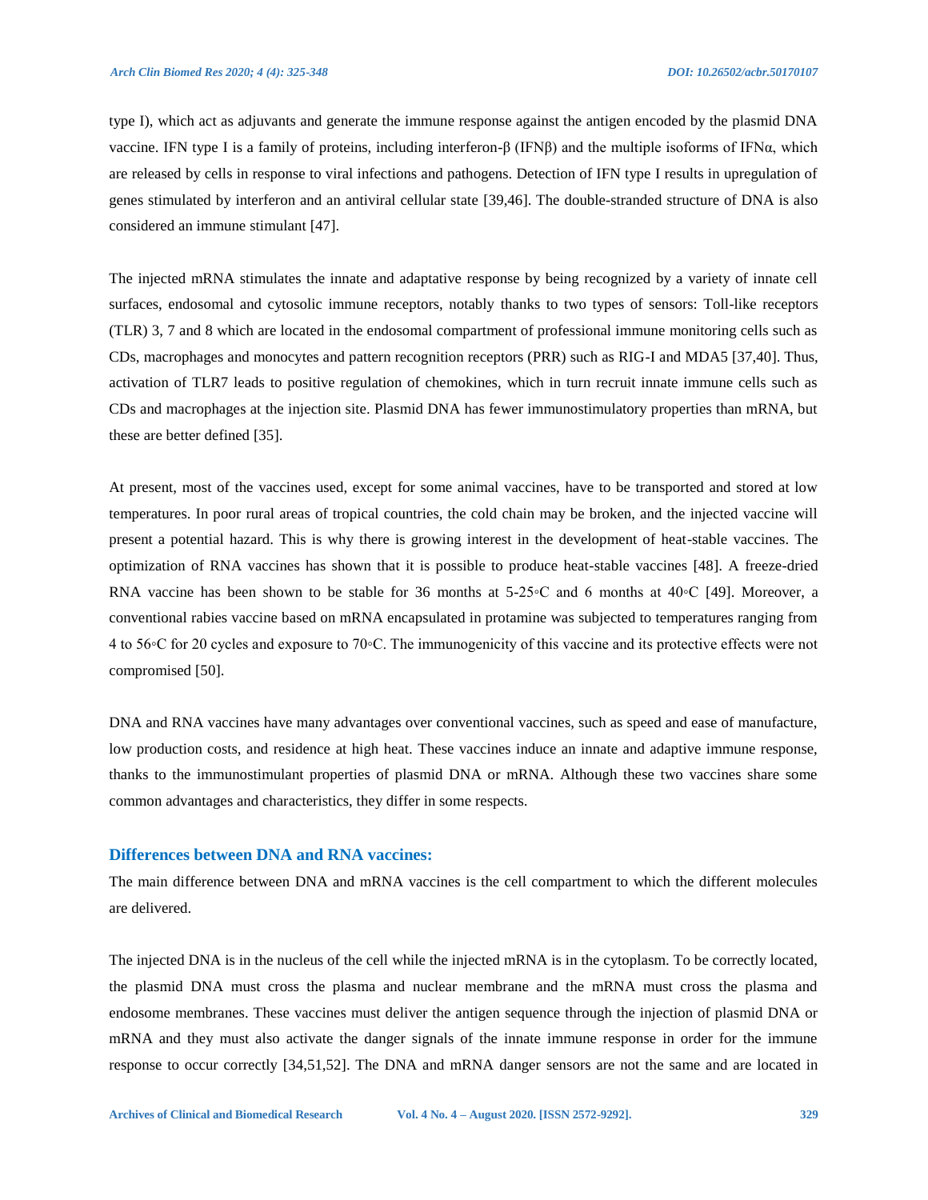type I), which act as adjuvants and generate the immune response against the antigen encoded by the plasmid DNA vaccine. IFN type I is a family of proteins, including interferon-β (IFNβ) and the multiple isoforms of IFNα, which are released by cells in response to viral infections and pathogens. Detection of IFN type I results in upregulation of genes stimulated by interferon and an antiviral cellular state [39,46]. The double-stranded structure of DNA is also considered an immune stimulant [47].

The injected mRNA stimulates the innate and adaptative response by being recognized by a variety of innate cell surfaces, endosomal and cytosolic immune receptors, notably thanks to two types of sensors: Toll-like receptors (TLR) 3, 7 and 8 which are located in the endosomal compartment of professional immune monitoring cells such as CDs, macrophages and monocytes and pattern recognition receptors (PRR) such as RIG-I and MDA5 [37,40]. Thus, activation of TLR7 leads to positive regulation of chemokines, which in turn recruit innate immune cells such as CDs and macrophages at the injection site. Plasmid DNA has fewer immunostimulatory properties than mRNA, but these are better defined [35].

At present, most of the vaccines used, except for some animal vaccines, have to be transported and stored at low temperatures. In poor rural areas of tropical countries, the cold chain may be broken, and the injected vaccine will present a potential hazard. This is why there is growing interest in the development of heat-stable vaccines. The optimization of RNA vaccines has shown that it is possible to produce heat-stable vaccines [48]. A freeze-dried RNA vaccine has been shown to be stable for 36 months at 5-25◦C and 6 months at 40◦C [49]. Moreover, a conventional rabies vaccine based on mRNA encapsulated in protamine was subjected to temperatures ranging from 4 to 56◦C for 20 cycles and exposure to 70◦C. The immunogenicity of this vaccine and its protective effects were not compromised [50].

DNA and RNA vaccines have many advantages over conventional vaccines, such as speed and ease of manufacture, low production costs, and residence at high heat. These vaccines induce an innate and adaptive immune response, thanks to the immunostimulant properties of plasmid DNA or mRNA. Although these two vaccines share some common advantages and characteristics, they differ in some respects.

## Differences between DNA and RNA vaccines:

The main difference between DNA and mRNA vaccines is the cell compartment to which the different molecules are delivered.

The injected DNA is in the nucleus of the cell while the injected mRNA is in the cytoplasm. To be correctly located, the plasmid DNA must cross the plasma and nuclear membrane and the mRNA must cross the plasma and endosome membranes. These vaccines must deliver the antigen sequence through the injection of plasmid DNA or mRNA and they must also activate the danger signals of the innate immune response in order for the immune response to occur correctly [34,51,52]. The DNA and mRNA danger sensors are not the same and are located in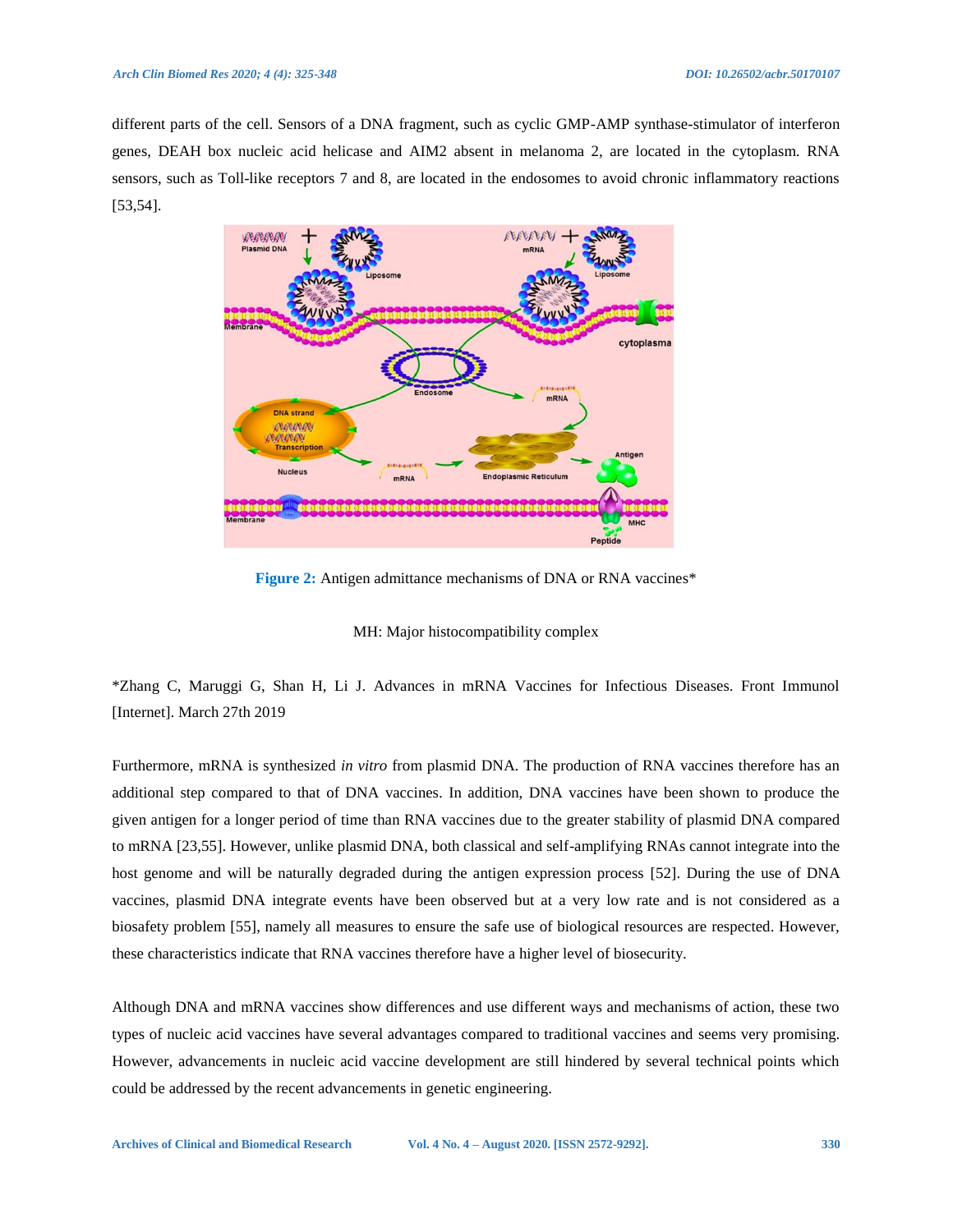different parts of the cell. Sensors of a DNA fragment, such as cyclic GMP-AMP synthase-stimulator of interferon genes, DEAH box nucleic acid helicase and AIM2 absent in melanoma 2, are located in the cytoplasm. RNA sensors, such as Toll-like receptors 7 and 8, are located in the endosomes to avoid chronic inflammatory reactions [53,54].

**Figure 2:** Antigen admittance mechanisms of DNA or RNA vaccines*

MH: Major histocompatibility complex

*Zhang C, Maruggi G, Shan H, Li J. Advances in mRNA Vaccines for Infectious Diseases. Front Immunol [Internet]. March 27th 2019

Furthermore, mRNA is synthesized *in vitro* from plasmid DNA. The production of RNA vaccines therefore has an additional step compared to that of DNA vaccines. In addition, DNA vaccines have been shown to produce the given antigen for a longer period of time than RNA vaccines due to the greater stability of plasmid DNA compared to mRNA [23,55]. However, unlike plasmid DNA, both classical and self-amplifying RNAs cannot integrate into the host genome and will be naturally degraded during the antigen expression process [52]. During the use of DNA vaccines, plasmid DNA integrate events have been observed but at a very low rate and is not considered as a biosafety problem [55], namely all measures to ensure the safe use of biological resources are respected. However, these characteristics indicate that RNA vaccines therefore have a higher level of biosecurity.

Although DNA and mRNA vaccines show differences and use different ways and mechanisms of action, these two types of nucleic acid vaccines have several advantages compared to traditional vaccines and seems very promising. However, advancements in nucleic acid vaccine development are still hindered by several technical points which could be addressed by the recent advancements in genetic engineering.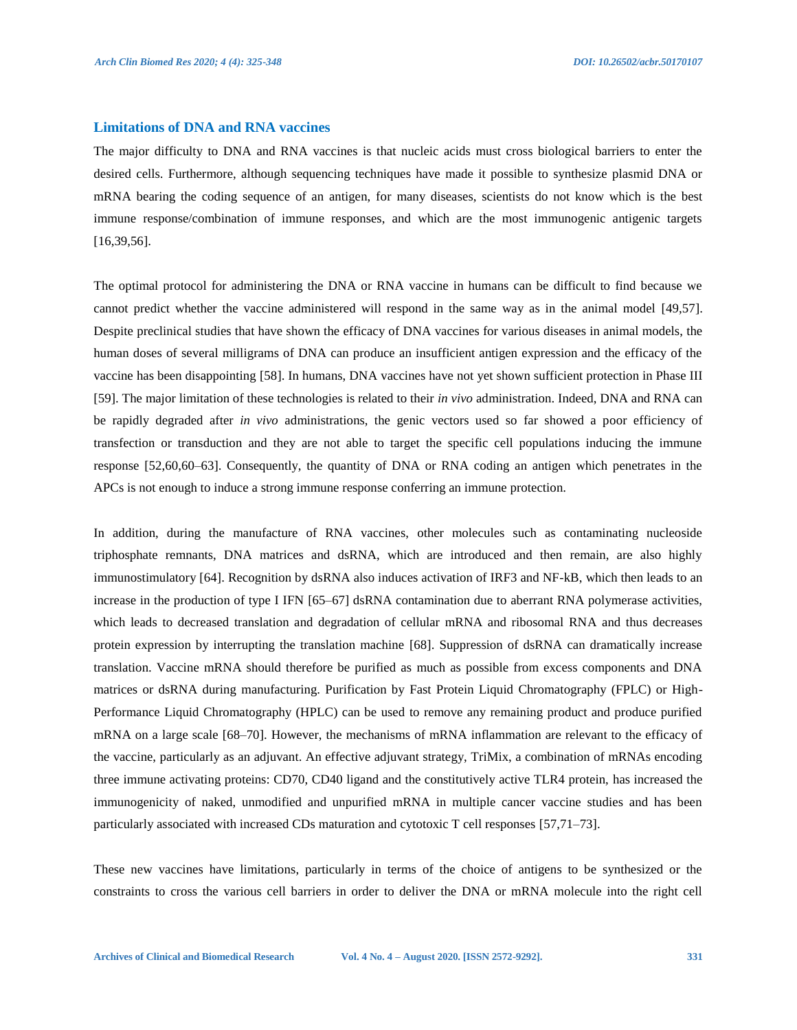## Limitations of DNA and RNA vaccines

The major difficulty to DNA and RNA vaccines is that nucleic acids must cross biological barriers to enter the desired cells. Furthermore, although sequencing techniques have made it possible to synthesize plasmid DNA or mRNA bearing the coding sequence of an antigen, for many diseases, scientists do not know which is the best immune response/combination of immune responses, and which are the most immunogenic antigenic targets [16,39,56].

The optimal protocol for administering the DNA or RNA vaccine in humans can be difficult to find because we cannot predict whether the vaccine administered will respond in the same way as in the animal model [49,57]. Despite preclinical studies that have shown the efficacy of DNA vaccines for various diseases in animal models, the human doses of several milligrams of DNA can produce an insufficient antigen expression and the efficacy of the vaccine has been disappointing [58]. In humans, DNA vaccines have not yet shown sufficient protection in Phase III [59]. The major limitation of these technologies is related to their *in vivo* administration. Indeed, DNA and RNA can be rapidly degraded after *in vivo* administrations, the genic vectors used so far showed a poor efficiency of transfection or transduction and they are not able to target the specific cell populations inducing the immune response [52,60,60–63]. Consequently, the quantity of DNA or RNA coding an antigen which penetrates in the APCs is not enough to induce a strong immune response conferring an immune protection.

In addition, during the manufacture of RNA vaccines, other molecules such as contaminating nucleoside triphosphate remnants, DNA matrices and dsRNA, which are introduced and then remain, are also highly immunostimulatory [64]. Recognition by dsRNA also induces activation of IRF3 and NF-kB, which then leads to an increase in the production of type I IFN [65–67] dsRNA contamination due to aberrant RNA polymerase activities, which leads to decreased translation and degradation of cellular mRNA and ribosomal RNA and thus decreases protein expression by interrupting the translation machine [68]. Suppression of dsRNA can dramatically increase translation. Vaccine mRNA should therefore be purified as much as possible from excess components and DNA matrices or dsRNA during manufacturing. Purification by Fast Protein Liquid Chromatography (FPLC) or High-Performance Liquid Chromatography (HPLC) can be used to remove any remaining product and produce purified mRNA on a large scale [68–70]. However, the mechanisms of mRNA inflammation are relevant to the efficacy of the vaccine, particularly as an adjuvant. An effective adjuvant strategy, TriMix, a combination of mRNAs encoding three immune activating proteins: CD70, CD40 ligand and the constitutively active TLR4 protein, has increased the immunogenicity of naked, unmodified and unpurified mRNA in multiple cancer vaccine studies and has been particularly associated with increased CDs maturation and cytotoxic T cell responses [57,71–73].

These new vaccines have limitations, particularly in terms of the choice of antigens to be synthesized or the constraints to cross the various cell barriers in order to deliver the DNA or mRNA molecule into the right cell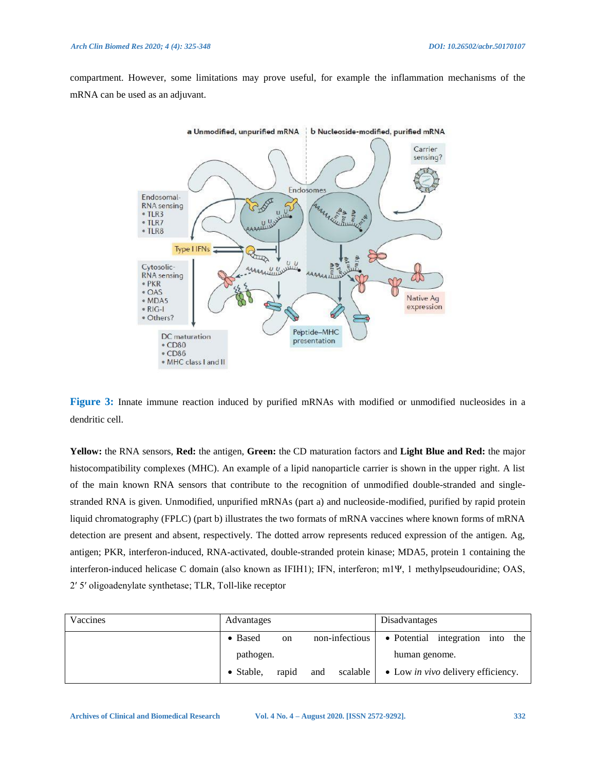compartment. However, some limitations may prove useful, for example the inflammation mechanisms of the mRNA can be used as an adjuvant.

**Figure 3:** Innate immune reaction induced by purified mRNAs with modified or unmodified nucleosides in a dendritic cell.

**Yellow:** the RNA sensors, **Red:** the antigen, **Green:** the CD maturation factors and **Light Blue and Red:** the major histocompatibility complexes (MHC). An example of a lipid nanoparticle carrier is shown in the upper right. A list of the main known RNA sensors that contribute to the recognition of unmodified double-stranded and single-stranded RNA is given. Unmodified, unpurified mRNAs (part a) and nucleoside-modified, purified by rapid protein liquid chromatography (FPLC) (part b) illustrates the two formats of mRNA vaccines where known forms of mRNA detection are present and absent, respectively. The dotted arrow represents reduced expression of the antigen. Ag, antigen; PKR, interferon-induced, RNA-activated, double-stranded protein kinase; MDA5, protein 1 containing the interferon-induced helicase C domain (also known as IFIH1); IFN, interferon; m1Ψ, 1 methylpseudouridine; OAS, 2′ 5′ oligoadenylate synthetase; TLR, Toll-like receptor

| Vaccines | Advantages | Disadvantages |
|---|---|---|
| | • Based on non-infectious pathogen.<br>• Stable, rapid and scalable | • Potential integration into the human genome.<br>• Low *in vivo* delivery efficiency. |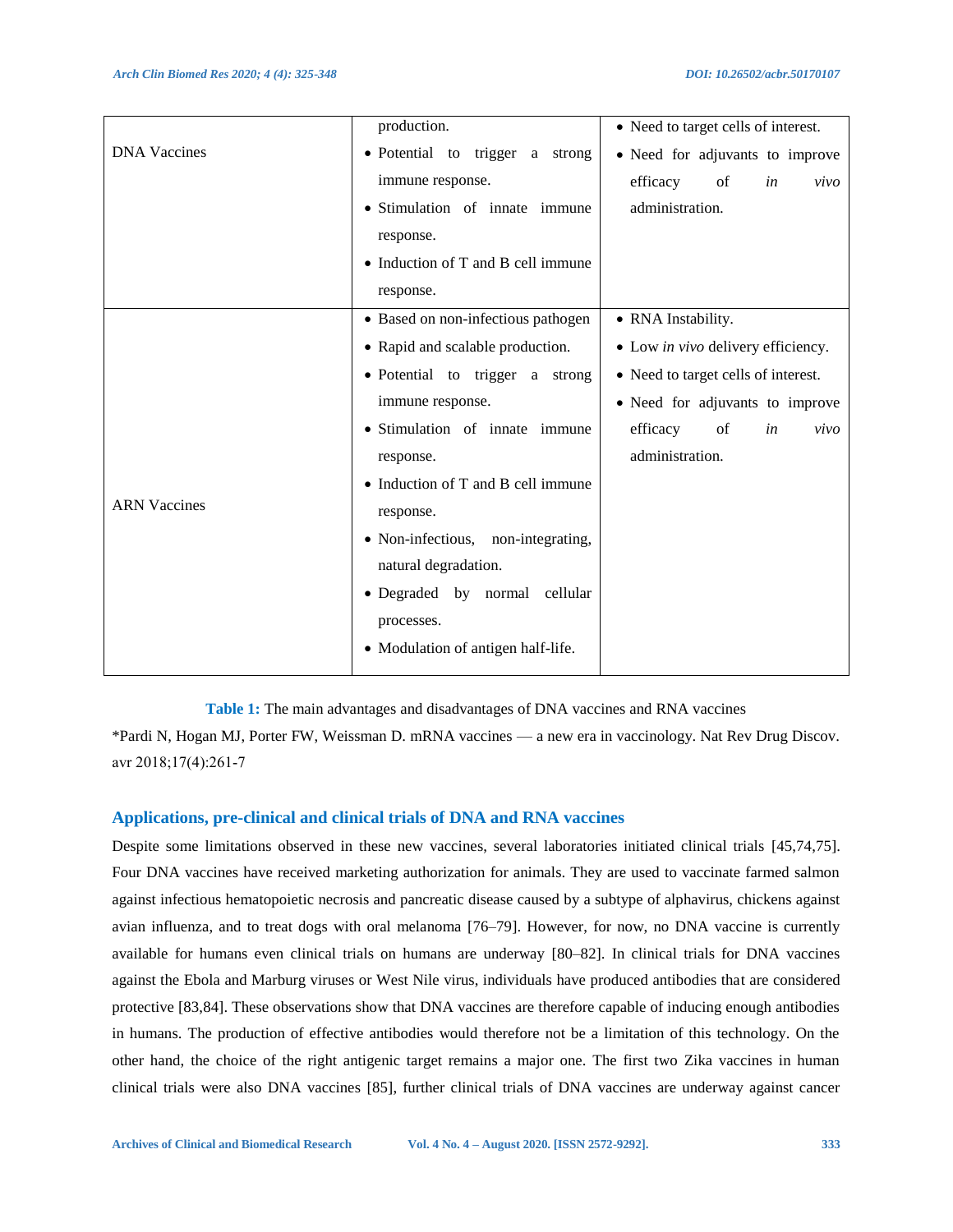| | | |
|---|---|---|
| DNA Vaccines | production.<br>• Potential to trigger a strong immune response.<br>• Stimulation of innate immune response.<br>• Induction of T and B cell immune response. | • Need to target cells of interest.<br>• Need for adjuvants to improve efficacy of *in vivo* administration. |
| ARN Vaccines | • Based on non-infectious pathogen<br>• Rapid and scalable production.<br>• Potential to trigger a strong immune response.<br>• Stimulation of innate immune response.<br>• Induction of T and B cell immune response.<br>• Non-infectious, non-integrating, natural degradation.<br>• Degraded by normal cellular processes.<br>• Modulation of antigen half-life. | • RNA Instability.<br>• Low *in vivo* delivery efficiency.<br>• Need to target cells of interest.<br>• Need for adjuvants to improve efficacy of *in vivo* administration. |

**Table 1:** The main advantages and disadvantages of DNA vaccines and RNA vaccines

*Pardi N, Hogan MJ, Porter FW, Weissman D. mRNA vaccines — a new era in vaccinology. Nat Rev Drug Discov. avr 2018;17(4):261-7

## Applications, pre-clinical and clinical trials of DNA and RNA vaccines

Despite some limitations observed in these new vaccines, several laboratories initiated clinical trials [45,74,75]. Four DNA vaccines have received marketing authorization for animals. They are used to vaccinate farmed salmon against infectious hematopoietic necrosis and pancreatic disease caused by a subtype of alphavirus, chickens against avian influenza, and to treat dogs with oral melanoma [76–79]. However, for now, no DNA vaccine is currently available for humans even clinical trials on humans are underway [80–82]. In clinical trials for DNA vaccines against the Ebola and Marburg viruses or West Nile virus, individuals have produced antibodies that are considered protective [83,84]. These observations show that DNA vaccines are therefore capable of inducing enough antibodies in humans. The production of effective antibodies would therefore not be a limitation of this technology. On the other hand, the choice of the right antigenic target remains a major one. The first two Zika vaccines in human clinical trials were also DNA vaccines [85], further clinical trials of DNA vaccines are underway against cancer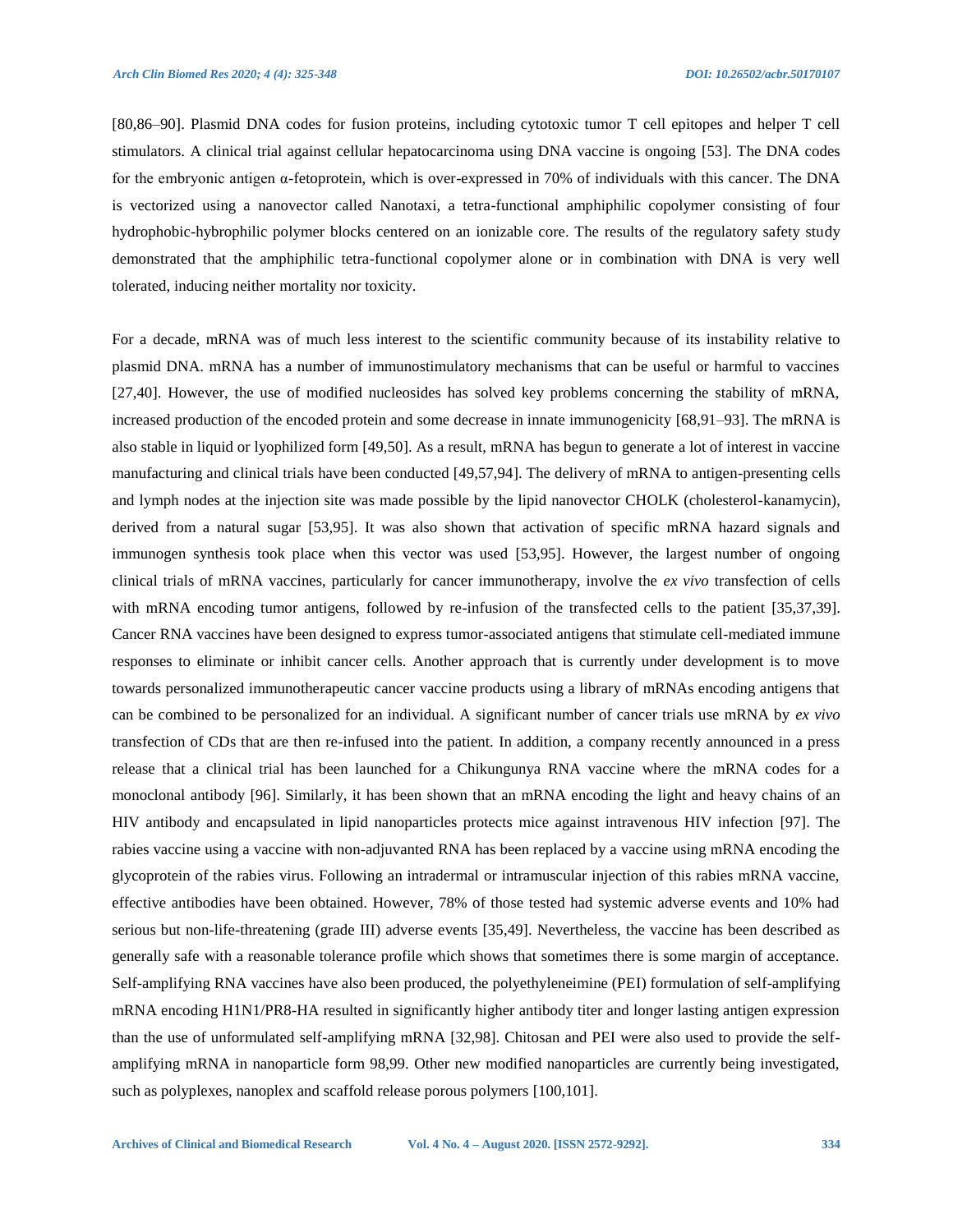[80,86–90]. Plasmid DNA codes for fusion proteins, including cytotoxic tumor T cell epitopes and helper T cell stimulators. A clinical trial against cellular hepatocarcinoma using DNA vaccine is ongoing [53]. The DNA codes for the embryonic antigen α-fetoprotein, which is over-expressed in 70% of individuals with this cancer. The DNA is vectorized using a nanovector called Nanotaxi, a tetra-functional amphiphilic copolymer consisting of four hydrophobic-hybrophilic polymer blocks centered on an ionizable core. The results of the regulatory safety study demonstrated that the amphiphilic tetra-functional copolymer alone or in combination with DNA is very well tolerated, inducing neither mortality nor toxicity.

For a decade, mRNA was of much less interest to the scientific community because of its instability relative to plasmid DNA. mRNA has a number of immunostimulatory mechanisms that can be useful or harmful to vaccines [27,40]. However, the use of modified nucleosides has solved key problems concerning the stability of mRNA, increased production of the encoded protein and some decrease in innate immunogenicity [68,91–93]. The mRNA is also stable in liquid or lyophilized form [49,50]. As a result, mRNA has begun to generate a lot of interest in vaccine manufacturing and clinical trials have been conducted [49,57,94]. The delivery of mRNA to antigen-presenting cells and lymph nodes at the injection site was made possible by the lipid nanovector CHOLK (cholesterol-kanamycin), derived from a natural sugar [53,95]. It was also shown that activation of specific mRNA hazard signals and immunogen synthesis took place when this vector was used [53,95]. However, the largest number of ongoing clinical trials of mRNA vaccines, particularly for cancer immunotherapy, involve the *ex vivo* transfection of cells with mRNA encoding tumor antigens, followed by re-infusion of the transfected cells to the patient [35,37,39]. Cancer RNA vaccines have been designed to express tumor-associated antigens that stimulate cell-mediated immune responses to eliminate or inhibit cancer cells. Another approach that is currently under development is to move towards personalized immunotherapeutic cancer vaccine products using a library of mRNAs encoding antigens that can be combined to be personalized for an individual. A significant number of cancer trials use mRNA by *ex vivo* transfection of CDs that are then re-infused into the patient. In addition, a company recently announced in a press release that a clinical trial has been launched for a Chikungunya RNA vaccine where the mRNA codes for a monoclonal antibody [96]. Similarly, it has been shown that an mRNA encoding the light and heavy chains of an HIV antibody and encapsulated in lipid nanoparticles protects mice against intravenous HIV infection [97]. The rabies vaccine using a vaccine with non-adjuvanted RNA has been replaced by a vaccine using mRNA encoding the glycoprotein of the rabies virus. Following an intradermal or intramuscular injection of this rabies mRNA vaccine, effective antibodies have been obtained. However, 78% of those tested had systemic adverse events and 10% had serious but non-life-threatening (grade III) adverse events [35,49]. Nevertheless, the vaccine has been described as generally safe with a reasonable tolerance profile which shows that sometimes there is some margin of acceptance. Self-amplifying RNA vaccines have also been produced, the polyethyleneimine (PEI) formulation of self-amplifying mRNA encoding H1N1/PR8-HA resulted in significantly higher antibody titer and longer lasting antigen expression than the use of unformulated self-amplifying mRNA [32,98]. Chitosan and PEI were also used to provide the self-amplifying mRNA in nanoparticle form 98,99. Other new modified nanoparticles are currently being investigated, such as polyplexes, nanoplex and scaffold release porous polymers [100,101].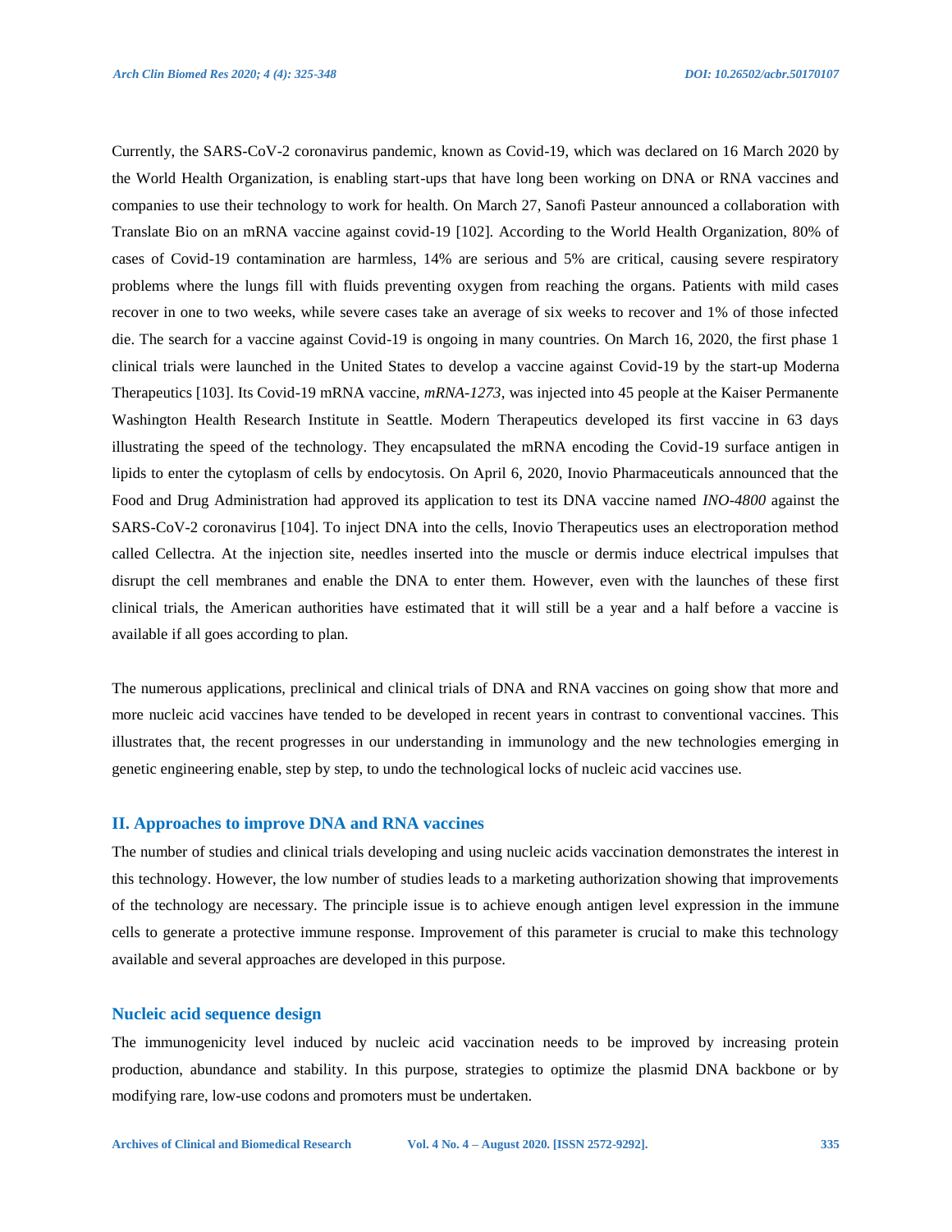Currently, the SARS-CoV-2 coronavirus pandemic, known as Covid-19, which was declared on 16 March 2020 by the World Health Organization, is enabling start-ups that have long been working on DNA or RNA vaccines and companies to use their technology to work for health. On March 27, Sanofi Pasteur announced a collaboration with Translate Bio on an mRNA vaccine against covid-19 [102]. According to the World Health Organization, 80% of cases of Covid-19 contamination are harmless, 14% are serious and 5% are critical, causing severe respiratory problems where the lungs fill with fluids preventing oxygen from reaching the organs. Patients with mild cases recover in one to two weeks, while severe cases take an average of six weeks to recover and 1% of those infected die. The search for a vaccine against Covid-19 is ongoing in many countries. On March 16, 2020, the first phase 1 clinical trials were launched in the United States to develop a vaccine against Covid-19 by the start-up Moderna Therapeutics [103]. Its Covid-19 mRNA vaccine, *mRNA-1273*, was injected into 45 people at the Kaiser Permanente Washington Health Research Institute in Seattle. Modern Therapeutics developed its first vaccine in 63 days illustrating the speed of the technology. They encapsulated the mRNA encoding the Covid-19 surface antigen in lipids to enter the cytoplasm of cells by endocytosis. On April 6, 2020, Inovio Pharmaceuticals announced that the Food and Drug Administration had approved its application to test its DNA vaccine named *INO-4800* against the SARS-CoV-2 coronavirus [104]. To inject DNA into the cells, Inovio Therapeutics uses an electroporation method called Cellectra. At the injection site, needles inserted into the muscle or dermis induce electrical impulses that disrupt the cell membranes and enable the DNA to enter them. However, even with the launches of these first clinical trials, the American authorities have estimated that it will still be a year and a half before a vaccine is available if all goes according to plan.

The numerous applications, preclinical and clinical trials of DNA and RNA vaccines on going show that more and more nucleic acid vaccines have tended to be developed in recent years in contrast to conventional vaccines. This illustrates that, the recent progresses in our understanding in immunology and the new technologies emerging in genetic engineering enable, step by step, to undo the technological locks of nucleic acid vaccines use.

## II. Approaches to improve DNA and RNA vaccines

The number of studies and clinical trials developing and using nucleic acids vaccination demonstrates the interest in this technology. However, the low number of studies leads to a marketing authorization showing that improvements of the technology are necessary. The principle issue is to achieve enough antigen level expression in the immune cells to generate a protective immune response. Improvement of this parameter is crucial to make this technology available and several approaches are developed in this purpose.

### Nucleic acid sequence design

The immunogenicity level induced by nucleic acid vaccination needs to be improved by increasing protein production, abundance and stability. In this purpose, strategies to optimize the plasmid DNA backbone or by modifying rare, low-use codons and promoters must be undertaken.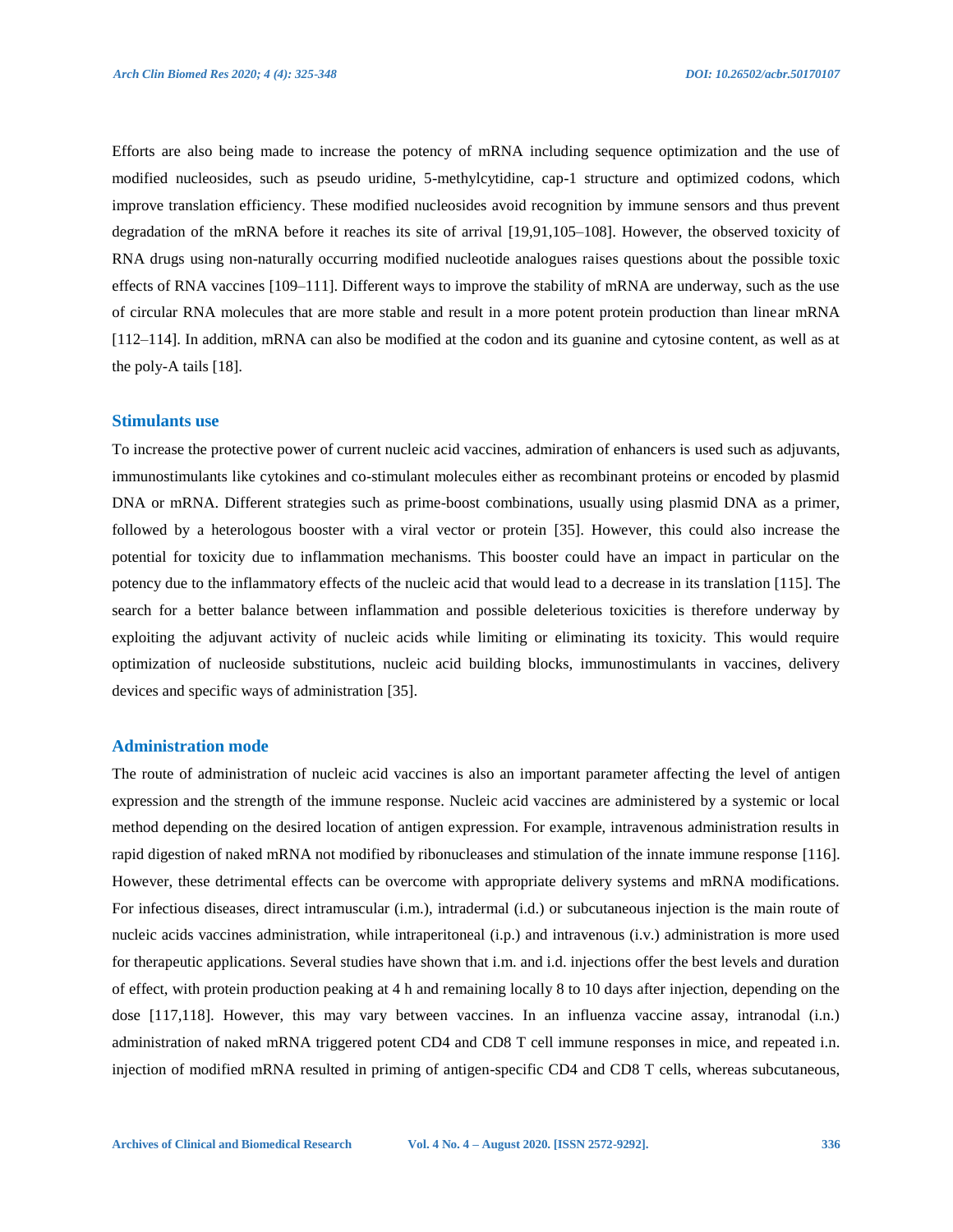Efforts are also being made to increase the potency of mRNA including sequence optimization and the use of modified nucleosides, such as pseudo uridine, 5-methylcytidine, cap-1 structure and optimized codons, which improve translation efficiency. These modified nucleosides avoid recognition by immune sensors and thus prevent degradation of the mRNA before it reaches its site of arrival [19,91,105–108]. However, the observed toxicity of RNA drugs using non-naturally occurring modified nucleotide analogues raises questions about the possible toxic effects of RNA vaccines [109–111]. Different ways to improve the stability of mRNA are underway, such as the use of circular RNA molecules that are more stable and result in a more potent protein production than linear mRNA [112–114]. In addition, mRNA can also be modified at the codon and its guanine and cytosine content, as well as at the poly-A tails [18].

## Stimulants use

To increase the protective power of current nucleic acid vaccines, admiration of enhancers is used such as adjuvants, immunostimulants like cytokines and co-stimulant molecules either as recombinant proteins or encoded by plasmid DNA or mRNA. Different strategies such as prime-boost combinations, usually using plasmid DNA as a primer, followed by a heterologous booster with a viral vector or protein [35]. However, this could also increase the potential for toxicity due to inflammation mechanisms. This booster could have an impact in particular on the potency due to the inflammatory effects of the nucleic acid that would lead to a decrease in its translation [115]. The search for a better balance between inflammation and possible deleterious toxicities is therefore underway by exploiting the adjuvant activity of nucleic acids while limiting or eliminating its toxicity. This would require optimization of nucleoside substitutions, nucleic acid building blocks, immunostimulants in vaccines, delivery devices and specific ways of administration [35].

## Administration mode

The route of administration of nucleic acid vaccines is also an important parameter affecting the level of antigen expression and the strength of the immune response. Nucleic acid vaccines are administered by a systemic or local method depending on the desired location of antigen expression. For example, intravenous administration results in rapid digestion of naked mRNA not modified by ribonucleases and stimulation of the innate immune response [116]. However, these detrimental effects can be overcome with appropriate delivery systems and mRNA modifications. For infectious diseases, direct intramuscular (i.m.), intradermal (i.d.) or subcutaneous injection is the main route of nucleic acids vaccines administration, while intraperitoneal (i.p.) and intravenous (i.v.) administration is more used for therapeutic applications. Several studies have shown that i.m. and i.d. injections offer the best levels and duration of effect, with protein production peaking at 4 h and remaining locally 8 to 10 days after injection, depending on the dose [117,118]. However, this may vary between vaccines. In an influenza vaccine assay, intranodal (i.n.) administration of naked mRNA triggered potent CD4 and CD8 T cell immune responses in mice, and repeated i.n. injection of modified mRNA resulted in priming of antigen-specific CD4 and CD8 T cells, whereas subcutaneous,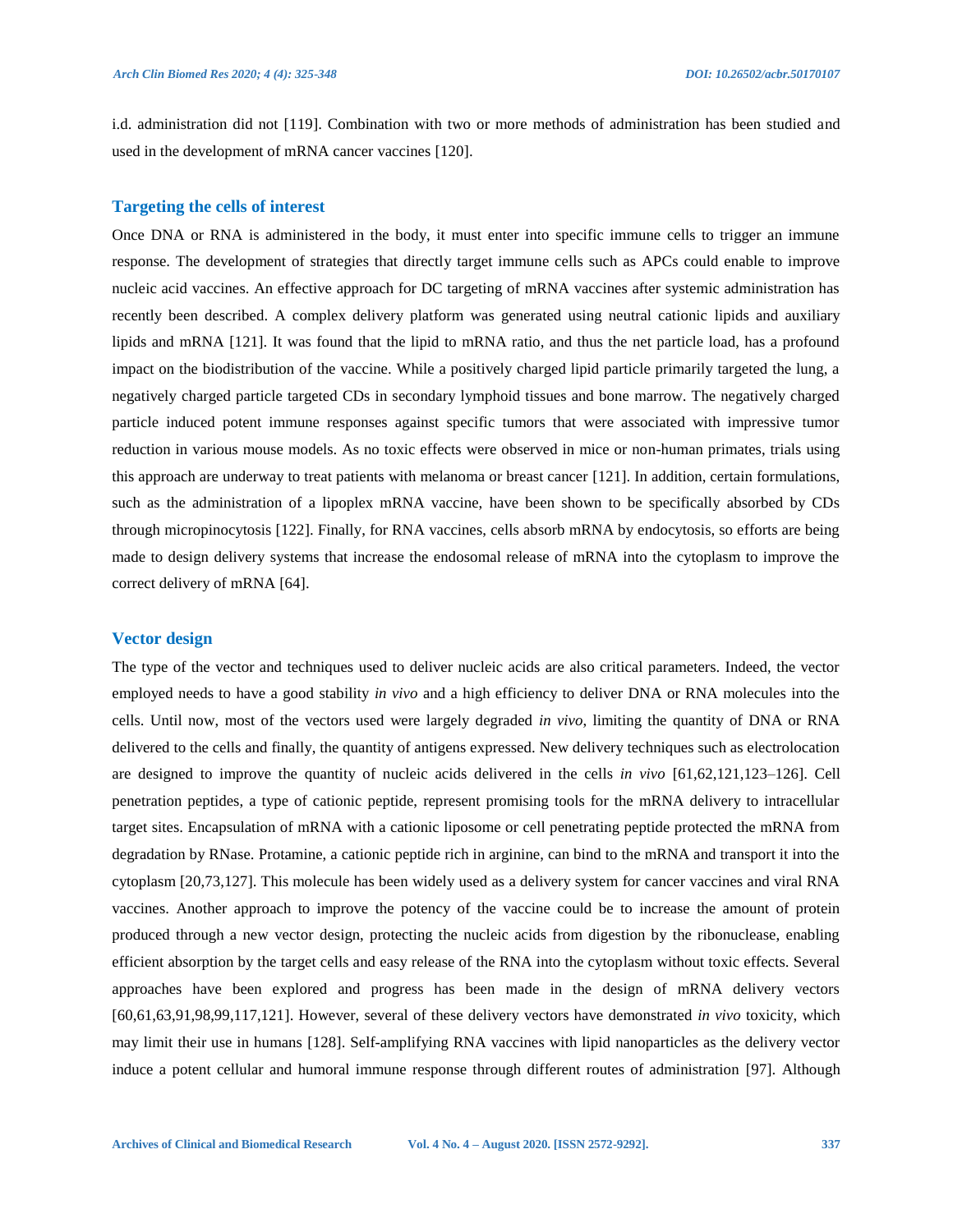i.d. administration did not [119]. Combination with two or more methods of administration has been studied and used in the development of mRNA cancer vaccines [120].

## Targeting the cells of interest

Once DNA or RNA is administered in the body, it must enter into specific immune cells to trigger an immune response. The development of strategies that directly target immune cells such as APCs could enable to improve nucleic acid vaccines. An effective approach for DC targeting of mRNA vaccines after systemic administration has recently been described. A complex delivery platform was generated using neutral cationic lipids and auxiliary lipids and mRNA [121]. It was found that the lipid to mRNA ratio, and thus the net particle load, has a profound impact on the biodistribution of the vaccine. While a positively charged lipid particle primarily targeted the lung, a negatively charged particle targeted CDs in secondary lymphoid tissues and bone marrow. The negatively charged particle induced potent immune responses against specific tumors that were associated with impressive tumor reduction in various mouse models. As no toxic effects were observed in mice or non-human primates, trials using this approach are underway to treat patients with melanoma or breast cancer [121]. In addition, certain formulations, such as the administration of a lipoplex mRNA vaccine, have been shown to be specifically absorbed by CDs through micropinocytosis [122]. Finally, for RNA vaccines, cells absorb mRNA by endocytosis, so efforts are being made to design delivery systems that increase the endosomal release of mRNA into the cytoplasm to improve the correct delivery of mRNA [64].

## Vector design

The type of the vector and techniques used to deliver nucleic acids are also critical parameters. Indeed, the vector employed needs to have a good stability *in vivo* and a high efficiency to deliver DNA or RNA molecules into the cells. Until now, most of the vectors used were largely degraded *in vivo*, limiting the quantity of DNA or RNA delivered to the cells and finally, the quantity of antigens expressed. New delivery techniques such as electrolocation are designed to improve the quantity of nucleic acids delivered in the cells *in vivo* [61,62,121,123–126]. Cell penetration peptides, a type of cationic peptide, represent promising tools for the mRNA delivery to intracellular target sites. Encapsulation of mRNA with a cationic liposome or cell penetrating peptide protected the mRNA from degradation by RNase. Protamine, a cationic peptide rich in arginine, can bind to the mRNA and transport it into the cytoplasm [20,73,127]. This molecule has been widely used as a delivery system for cancer vaccines and viral RNA vaccines. Another approach to improve the potency of the vaccine could be to increase the amount of protein produced through a new vector design, protecting the nucleic acids from digestion by the ribonuclease, enabling efficient absorption by the target cells and easy release of the RNA into the cytoplasm without toxic effects. Several approaches have been explored and progress has been made in the design of mRNA delivery vectors [60,61,63,91,98,99,117,121]. However, several of these delivery vectors have demonstrated *in vivo* toxicity, which may limit their use in humans [128]. Self-amplifying RNA vaccines with lipid nanoparticles as the delivery vector induce a potent cellular and humoral immune response through different routes of administration [97]. Although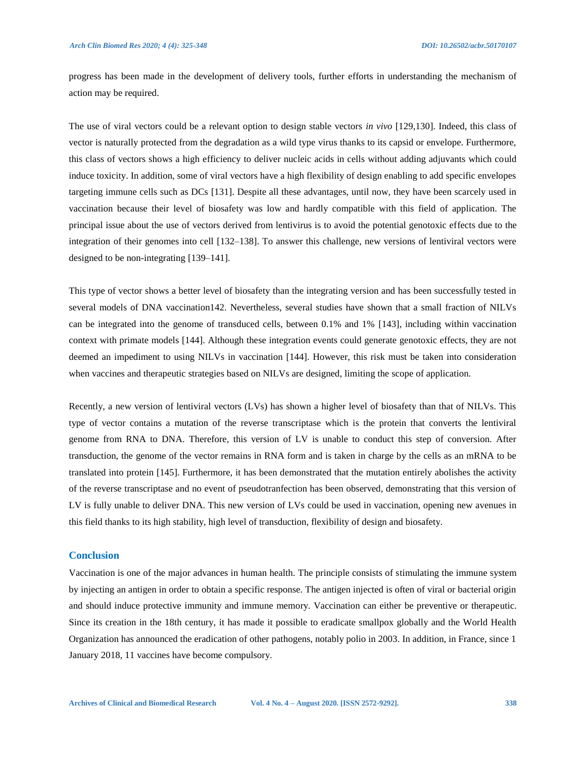progress has been made in the development of delivery tools, further efforts in understanding the mechanism of action may be required.

The use of viral vectors could be a relevant option to design stable vectors *in vivo* [129,130]. Indeed, this class of vector is naturally protected from the degradation as a wild type virus thanks to its capsid or envelope. Furthermore, this class of vectors shows a high efficiency to deliver nucleic acids in cells without adding adjuvants which could induce toxicity. In addition, some of viral vectors have a high flexibility of design enabling to add specific envelopes targeting immune cells such as DCs [131]. Despite all these advantages, until now, they have been scarcely used in vaccination because their level of biosafety was low and hardly compatible with this field of application. The principal issue about the use of vectors derived from lentivirus is to avoid the potential genotoxic effects due to the integration of their genomes into cell [132–138]. To answer this challenge, new versions of lentiviral vectors were designed to be non-integrating [139–141].

This type of vector shows a better level of biosafety than the integrating version and has been successfully tested in several models of DNA vaccination142. Nevertheless, several studies have shown that a small fraction of NILVs can be integrated into the genome of transduced cells, between 0.1% and 1% [143], including within vaccination context with primate models [144]. Although these integration events could generate genotoxic effects, they are not deemed an impediment to using NILVs in vaccination [144]. However, this risk must be taken into consideration when vaccines and therapeutic strategies based on NILVs are designed, limiting the scope of application.

Recently, a new version of lentiviral vectors (LVs) has shown a higher level of biosafety than that of NILVs. This type of vector contains a mutation of the reverse transcriptase which is the protein that converts the lentiviral genome from RNA to DNA. Therefore, this version of LV is unable to conduct this step of conversion. After transduction, the genome of the vector remains in RNA form and is taken in charge by the cells as an mRNA to be translated into protein [145]. Furthermore, it has been demonstrated that the mutation entirely abolishes the activity of the reverse transcriptase and no event of pseudotranfection has been observed, demonstrating that this version of LV is fully unable to deliver DNA. This new version of LVs could be used in vaccination, opening new avenues in this field thanks to its high stability, high level of transduction, flexibility of design and biosafety.

## Conclusion

Vaccination is one of the major advances in human health. The principle consists of stimulating the immune system by injecting an antigen in order to obtain a specific response. The antigen injected is often of viral or bacterial origin and should induce protective immunity and immune memory. Vaccination can either be preventive or therapeutic. Since its creation in the 18th century, it has made it possible to eradicate smallpox globally and the World Health Organization has announced the eradication of other pathogens, notably polio in 2003. In addition, in France, since 1 January 2018, 11 vaccines have become compulsory.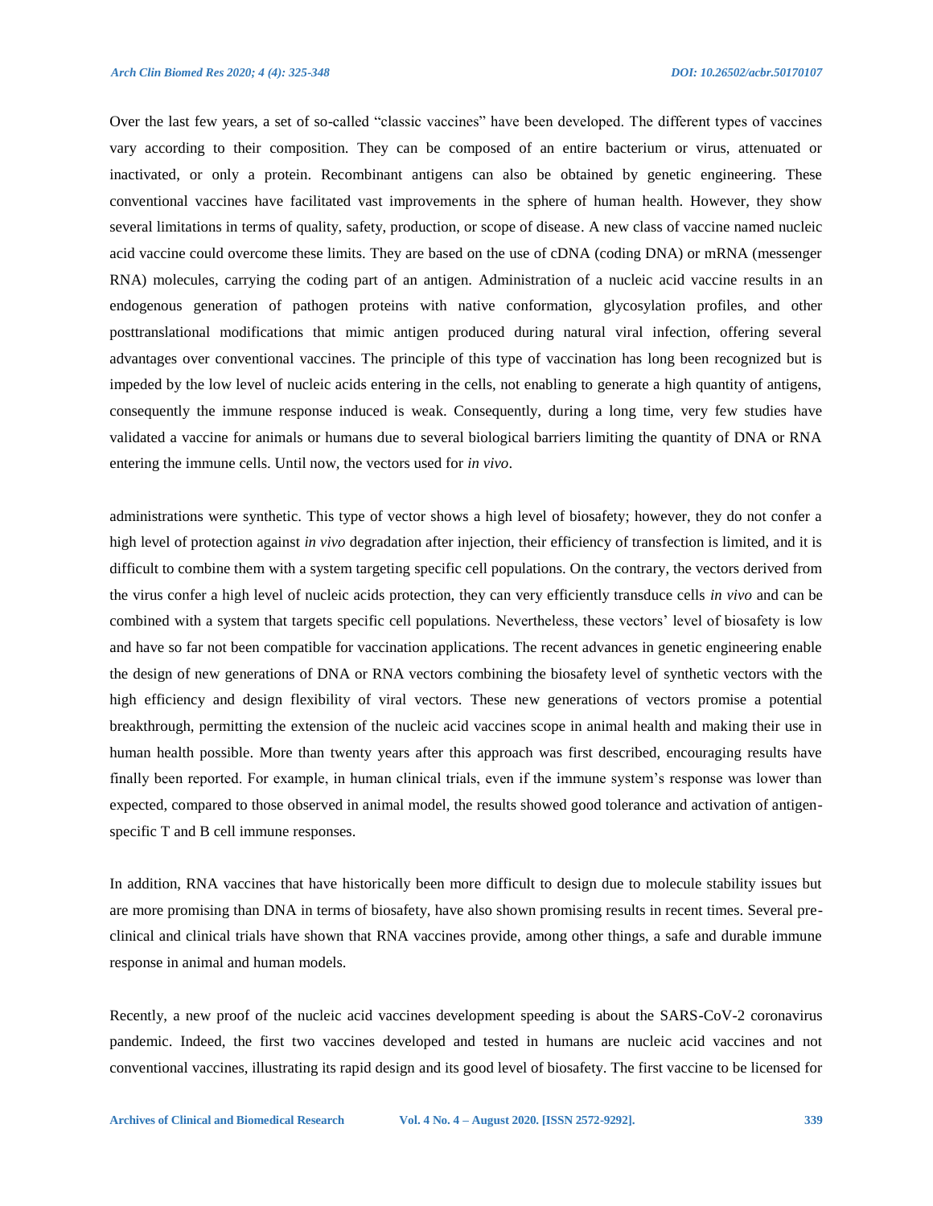Over the last few years, a set of so-called "classic vaccines" have been developed. The different types of vaccines vary according to their composition. They can be composed of an entire bacterium or virus, attenuated or inactivated, or only a protein. Recombinant antigens can also be obtained by genetic engineering. These conventional vaccines have facilitated vast improvements in the sphere of human health. However, they show several limitations in terms of quality, safety, production, or scope of disease. A new class of vaccine named nucleic acid vaccine could overcome these limits. They are based on the use of cDNA (coding DNA) or mRNA (messenger RNA) molecules, carrying the coding part of an antigen. Administration of a nucleic acid vaccine results in an endogenous generation of pathogen proteins with native conformation, glycosylation profiles, and other posttranslational modifications that mimic antigen produced during natural viral infection, offering several advantages over conventional vaccines. The principle of this type of vaccination has long been recognized but is impeded by the low level of nucleic acids entering in the cells, not enabling to generate a high quantity of antigens, consequently the immune response induced is weak. Consequently, during a long time, very few studies have validated a vaccine for animals or humans due to several biological barriers limiting the quantity of DNA or RNA entering the immune cells. Until now, the vectors used for *in vivo*.

administrations were synthetic. This type of vector shows a high level of biosafety; however, they do not confer a high level of protection against *in vivo* degradation after injection, their efficiency of transfection is limited, and it is difficult to combine them with a system targeting specific cell populations. On the contrary, the vectors derived from the virus confer a high level of nucleic acids protection, they can very efficiently transduce cells *in vivo* and can be combined with a system that targets specific cell populations. Nevertheless, these vectors' level of biosafety is low and have so far not been compatible for vaccination applications. The recent advances in genetic engineering enable the design of new generations of DNA or RNA vectors combining the biosafety level of synthetic vectors with the high efficiency and design flexibility of viral vectors. These new generations of vectors promise a potential breakthrough, permitting the extension of the nucleic acid vaccines scope in animal health and making their use in human health possible. More than twenty years after this approach was first described, encouraging results have finally been reported. For example, in human clinical trials, even if the immune system's response was lower than expected, compared to those observed in animal model, the results showed good tolerance and activation of antigen-specific T and B cell immune responses.

In addition, RNA vaccines that have historically been more difficult to design due to molecule stability issues but are more promising than DNA in terms of biosafety, have also shown promising results in recent times. Several pre-clinical and clinical trials have shown that RNA vaccines provide, among other things, a safe and durable immune response in animal and human models.

Recently, a new proof of the nucleic acid vaccines development speeding is about the SARS-CoV-2 coronavirus pandemic. Indeed, the first two vaccines developed and tested in humans are nucleic acid vaccines and not conventional vaccines, illustrating its rapid design and its good level of biosafety. The first vaccine to be licensed for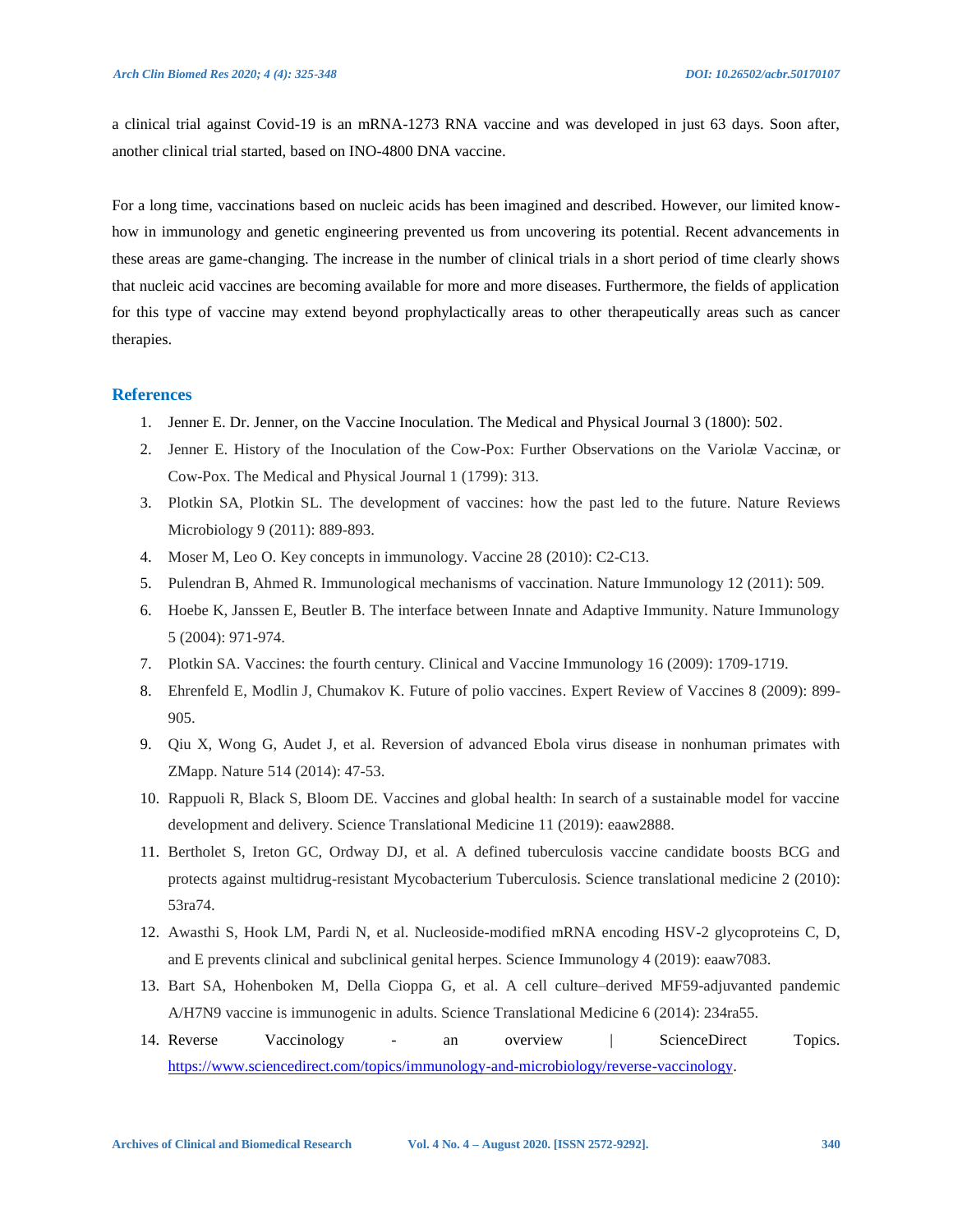a clinical trial against Covid-19 is an mRNA-1273 RNA vaccine and was developed in just 63 days. Soon after, another clinical trial started, based on INO-4800 DNA vaccine.

For a long time, vaccinations based on nucleic acids has been imagined and described. However, our limited know-how in immunology and genetic engineering prevented us from uncovering its potential. Recent advancements in these areas are game-changing. The increase in the number of clinical trials in a short period of time clearly shows that nucleic acid vaccines are becoming available for more and more diseases. Furthermore, the fields of application for this type of vaccine may extend beyond prophylactically areas to other therapeutically areas such as cancer therapies.

## References

1. Jenner E. Dr. Jenner, on the Vaccine Inoculation. The Medical and Physical Journal 3 (1800): 502.
2. Jenner E. History of the Inoculation of the Cow-Pox: Further Observations on the Variolæ Vaccinæ, or Cow-Pox. The Medical and Physical Journal 1 (1799): 313.
3. Plotkin SA, Plotkin SL. The development of vaccines: how the past led to the future. Nature Reviews Microbiology 9 (2011): 889-893.
4. Moser M, Leo O. Key concepts in immunology. Vaccine 28 (2010): C2-C13.
5. Pulendran B, Ahmed R. Immunological mechanisms of vaccination. Nature Immunology 12 (2011): 509.
6. Hoebe K, Janssen E, Beutler B. The interface between Innate and Adaptive Immunity. Nature Immunology 5 (2004): 971-974.
7. Plotkin SA. Vaccines: the fourth century. Clinical and Vaccine Immunology 16 (2009): 1709-1719.
8. Ehrenfeld E, Modlin J, Chumakov K. Future of polio vaccines. Expert Review of Vaccines 8 (2009): 899-905.
9. Qiu X, Wong G, Audet J, et al. Reversion of advanced Ebola virus disease in nonhuman primates with ZMapp. Nature 514 (2014): 47-53.
10. Rappuoli R, Black S, Bloom DE. Vaccines and global health: In search of a sustainable model for vaccine development and delivery. Science Translational Medicine 11 (2019): eaaw2888.
11. Bertholet S, Ireton GC, Ordway DJ, et al. A defined tuberculosis vaccine candidate boosts BCG and protects against multidrug-resistant Mycobacterium Tuberculosis. Science translational medicine 2 (2010): 53ra74.
12. Awasthi S, Hook LM, Pardi N, et al. Nucleoside-modified mRNA encoding HSV-2 glycoproteins C, D, and E prevents clinical and subclinical genital herpes. Science Immunology 4 (2019): eaaw7083.
13. Bart SA, Hohenboken M, Della Cioppa G, et al. A cell culture–derived MF59-adjuvanted pandemic A/H7N9 vaccine is immunogenic in adults. Science Translational Medicine 6 (2014): 234ra55.
14. Reverse Vaccinology - an overview | ScienceDirect Topics. https://www.sciencedirect.com/topics/immunology-and-microbiology/reverse-vaccinology.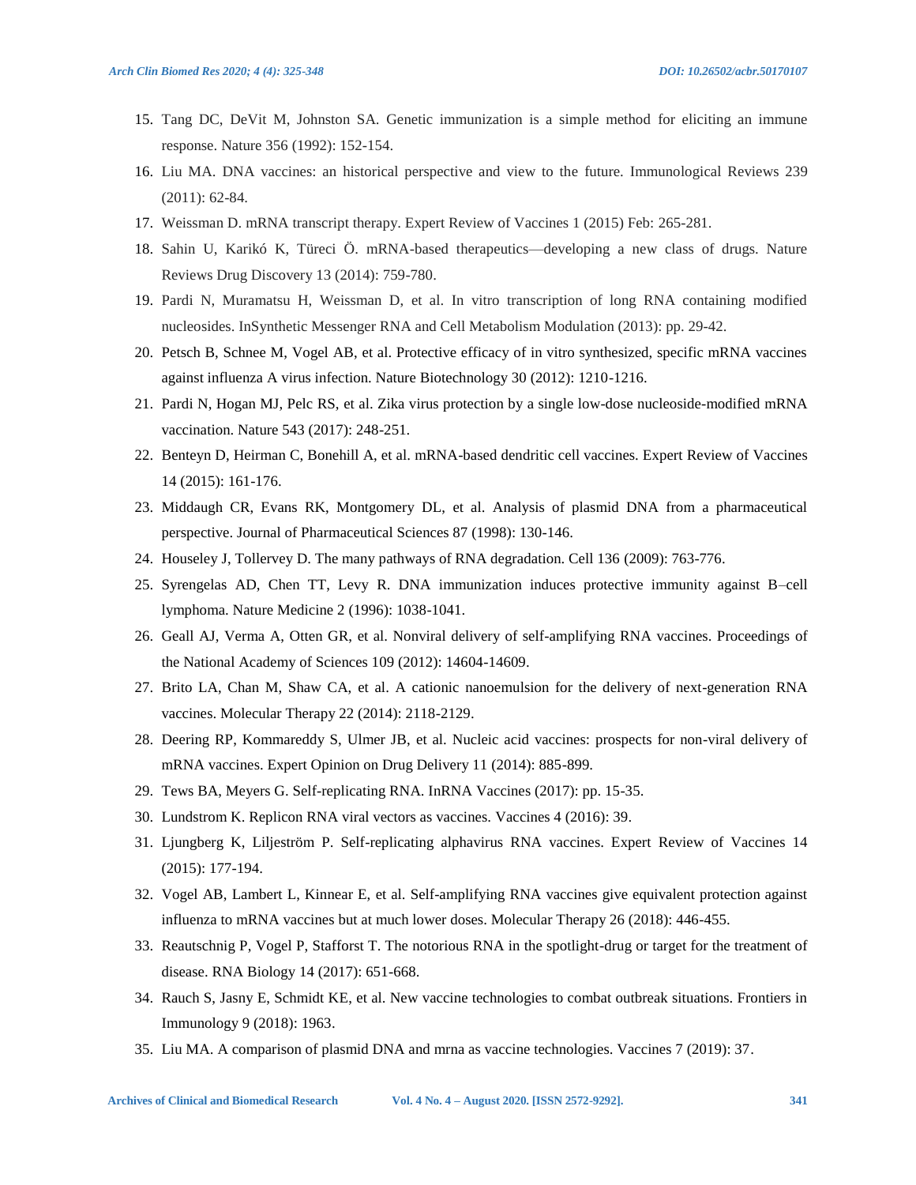15. Tang DC, DeVit M, Johnston SA. Genetic immunization is a simple method for eliciting an immune response. Nature 356 (1992): 152-154.
16. Liu MA. DNA vaccines: an historical perspective and view to the future. Immunological Reviews 239 (2011): 62-84.
17. Weissman D. mRNA transcript therapy. Expert Review of Vaccines 1 (2015) Feb: 265-281.
18. Sahin U, Karikó K, Türeci Ö. mRNA-based therapeutics—developing a new class of drugs. Nature Reviews Drug Discovery 13 (2014): 759-780.
19. Pardi N, Muramatsu H, Weissman D, et al. In vitro transcription of long RNA containing modified nucleosides. InSynthetic Messenger RNA and Cell Metabolism Modulation (2013): pp. 29-42.
20. Petsch B, Schnee M, Vogel AB, et al. Protective efficacy of in vitro synthesized, specific mRNA vaccines against influenza A virus infection. Nature Biotechnology 30 (2012): 1210-1216.
21. Pardi N, Hogan MJ, Pelc RS, et al. Zika virus protection by a single low-dose nucleoside-modified mRNA vaccination. Nature 543 (2017): 248-251.
22. Benteyn D, Heirman C, Bonehill A, et al. mRNA-based dendritic cell vaccines. Expert Review of Vaccines 14 (2015): 161-176.
23. Middaugh CR, Evans RK, Montgomery DL, et al. Analysis of plasmid DNA from a pharmaceutical perspective. Journal of Pharmaceutical Sciences 87 (1998): 130-146.
24. Houseley J, Tollervey D. The many pathways of RNA degradation. Cell 136 (2009): 763-776.
25. Syrengelas AD, Chen TT, Levy R. DNA immunization induces protective immunity against B–cell lymphoma. Nature Medicine 2 (1996): 1038-1041.
26. Geall AJ, Verma A, Otten GR, et al. Nonviral delivery of self-amplifying RNA vaccines. Proceedings of the National Academy of Sciences 109 (2012): 14604-14609.
27. Brito LA, Chan M, Shaw CA, et al. A cationic nanoemulsion for the delivery of next-generation RNA vaccines. Molecular Therapy 22 (2014): 2118-2129.
28. Deering RP, Kommareddy S, Ulmer JB, et al. Nucleic acid vaccines: prospects for non-viral delivery of mRNA vaccines. Expert Opinion on Drug Delivery 11 (2014): 885-899.
29. Tews BA, Meyers G. Self-replicating RNA. InRNA Vaccines (2017): pp. 15-35.
30. Lundstrom K. Replicon RNA viral vectors as vaccines. Vaccines 4 (2016): 39.
31. Ljungberg K, Liljeström P. Self-replicating alphavirus RNA vaccines. Expert Review of Vaccines 14 (2015): 177-194.
32. Vogel AB, Lambert L, Kinnear E, et al. Self-amplifying RNA vaccines give equivalent protection against influenza to mRNA vaccines but at much lower doses. Molecular Therapy 26 (2018): 446-455.
33. Reautschnig P, Vogel P, Stafforst T. The notorious RNA in the spotlight-drug or target for the treatment of disease. RNA Biology 14 (2017): 651-668.
34. Rauch S, Jasny E, Schmidt KE, et al. New vaccine technologies to combat outbreak situations. Frontiers in Immunology 9 (2018): 1963.
35. Liu MA. A comparison of plasmid DNA and mrna as vaccine technologies. Vaccines 7 (2019): 37.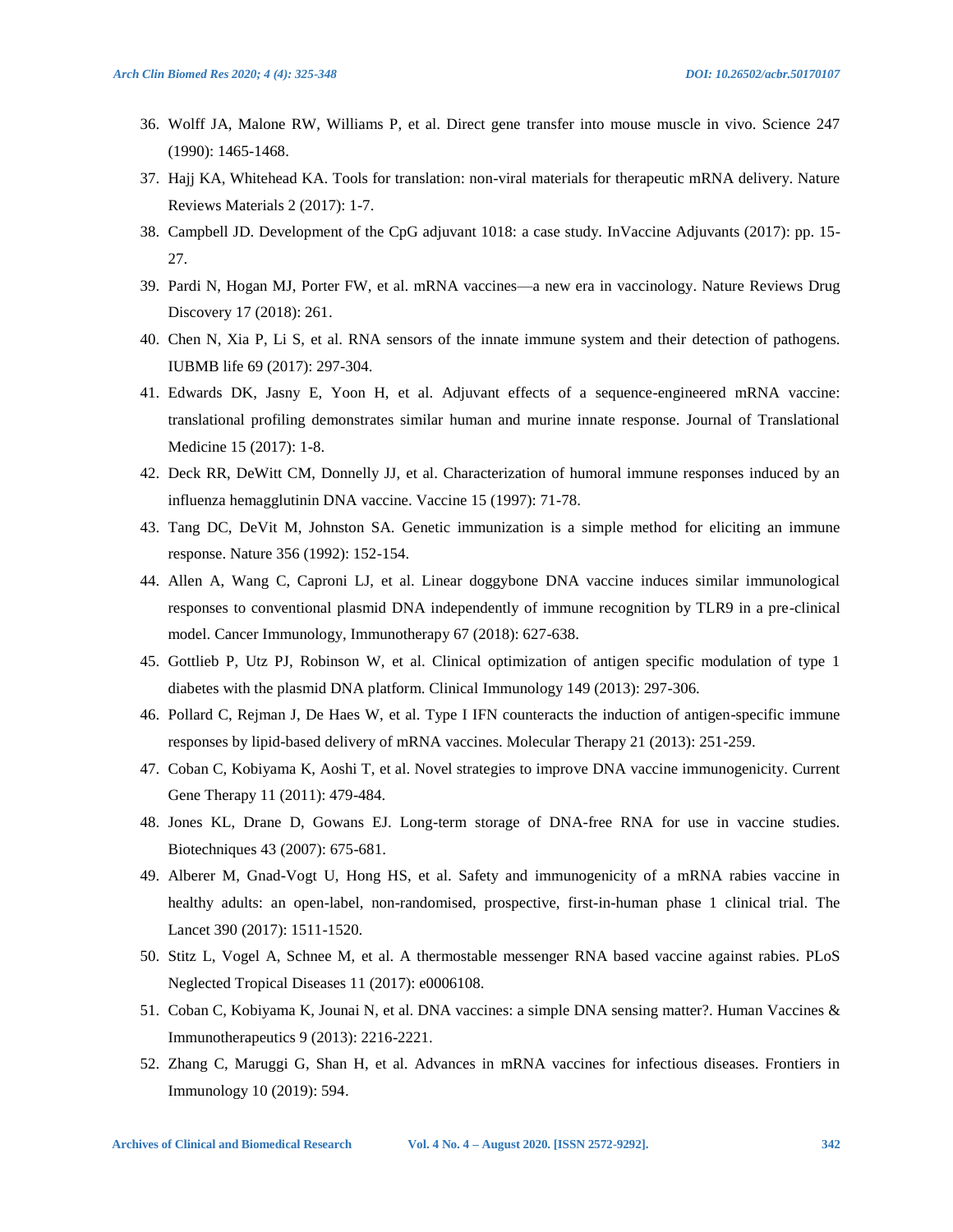36. Wolff JA, Malone RW, Williams P, et al. Direct gene transfer into mouse muscle in vivo. Science 247 (1990): 1465-1468.
37. Hajj KA, Whitehead KA. Tools for translation: non-viral materials for therapeutic mRNA delivery. Nature Reviews Materials 2 (2017): 1-7.
38. Campbell JD. Development of the CpG adjuvant 1018: a case study. InVaccine Adjuvants (2017): pp. 15-27.
39. Pardi N, Hogan MJ, Porter FW, et al. mRNA vaccines—a new era in vaccinology. Nature Reviews Drug Discovery 17 (2018): 261.
40. Chen N, Xia P, Li S, et al. RNA sensors of the innate immune system and their detection of pathogens. IUBMB life 69 (2017): 297-304.
41. Edwards DK, Jasny E, Yoon H, et al. Adjuvant effects of a sequence-engineered mRNA vaccine: translational profiling demonstrates similar human and murine innate response. Journal of Translational Medicine 15 (2017): 1-8.
42. Deck RR, DeWitt CM, Donnelly JJ, et al. Characterization of humoral immune responses induced by an influenza hemagglutinin DNA vaccine. Vaccine 15 (1997): 71-78.
43. Tang DC, DeVit M, Johnston SA. Genetic immunization is a simple method for eliciting an immune response. Nature 356 (1992): 152-154.
44. Allen A, Wang C, Caproni LJ, et al. Linear doggybone DNA vaccine induces similar immunological responses to conventional plasmid DNA independently of immune recognition by TLR9 in a pre-clinical model. Cancer Immunology, Immunotherapy 67 (2018): 627-638.
45. Gottlieb P, Utz PJ, Robinson W, et al. Clinical optimization of antigen specific modulation of type 1 diabetes with the plasmid DNA platform. Clinical Immunology 149 (2013): 297-306.
46. Pollard C, Rejman J, De Haes W, et al. Type I IFN counteracts the induction of antigen-specific immune responses by lipid-based delivery of mRNA vaccines. Molecular Therapy 21 (2013): 251-259.
47. Coban C, Kobiyama K, Aoshi T, et al. Novel strategies to improve DNA vaccine immunogenicity. Current Gene Therapy 11 (2011): 479-484.
48. Jones KL, Drane D, Gowans EJ. Long-term storage of DNA-free RNA for use in vaccine studies. Biotechniques 43 (2007): 675-681.
49. Alberer M, Gnad-Vogt U, Hong HS, et al. Safety and immunogenicity of a mRNA rabies vaccine in healthy adults: an open-label, non-randomised, prospective, first-in-human phase 1 clinical trial. The Lancet 390 (2017): 1511-1520.
50. Stitz L, Vogel A, Schnee M, et al. A thermostable messenger RNA based vaccine against rabies. PLoS Neglected Tropical Diseases 11 (2017): e0006108.
51. Coban C, Kobiyama K, Jounai N, et al. DNA vaccines: a simple DNA sensing matter?. Human Vaccines & Immunotherapeutics 9 (2013): 2216-2221.
52. Zhang C, Maruggi G, Shan H, et al. Advances in mRNA vaccines for infectious diseases. Frontiers in Immunology 10 (2019): 594.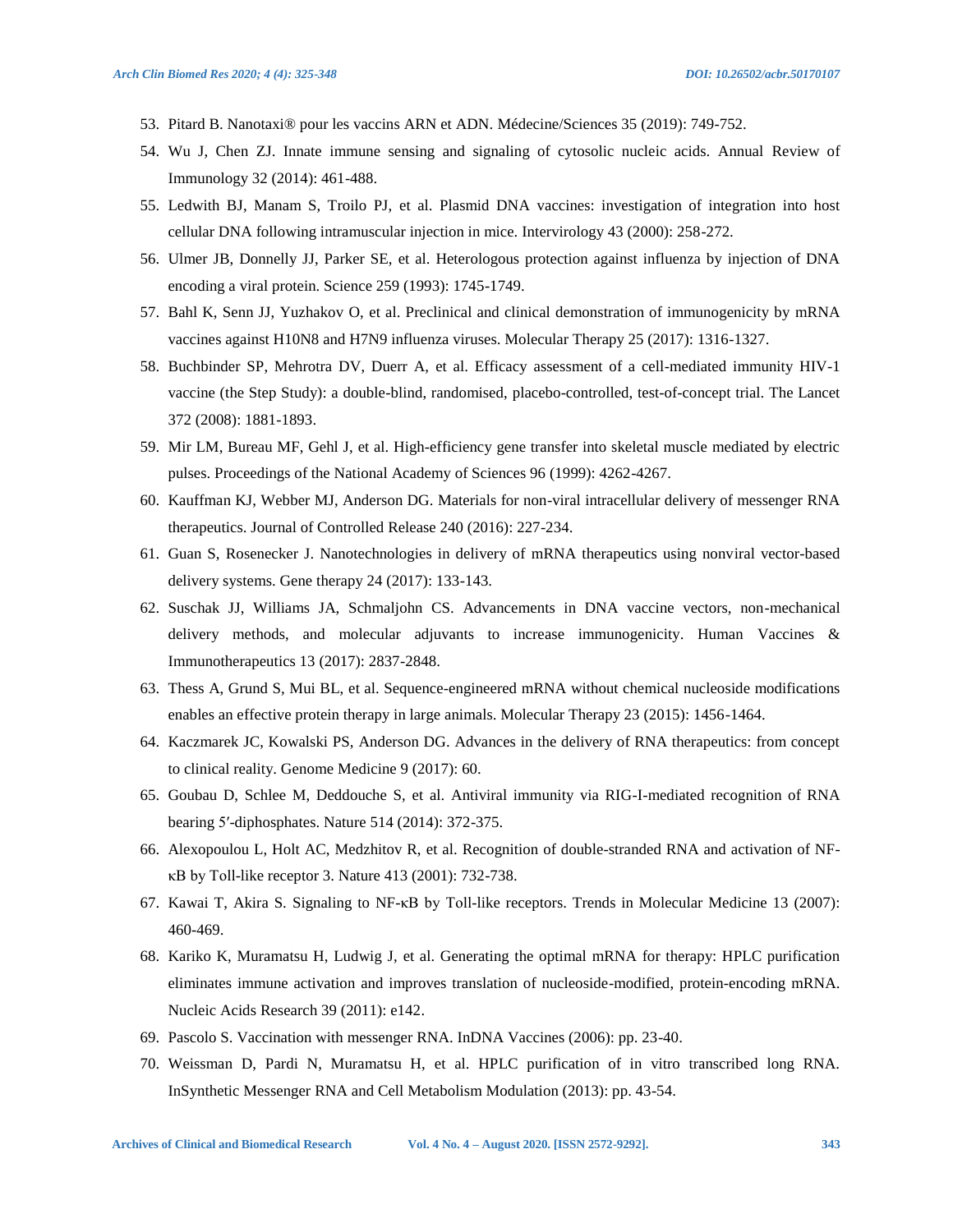53. Pitard B. Nanotaxi® pour les vaccins ARN et ADN. Médecine/Sciences 35 (2019): 749-752.
54. Wu J, Chen ZJ. Innate immune sensing and signaling of cytosolic nucleic acids. Annual Review of Immunology 32 (2014): 461-488.
55. Ledwith BJ, Manam S, Troilo PJ, et al. Plasmid DNA vaccines: investigation of integration into host cellular DNA following intramuscular injection in mice. Intervirology 43 (2000): 258-272.
56. Ulmer JB, Donnelly JJ, Parker SE, et al. Heterologous protection against influenza by injection of DNA encoding a viral protein. Science 259 (1993): 1745-1749.
57. Bahl K, Senn JJ, Yuzhakov O, et al. Preclinical and clinical demonstration of immunogenicity by mRNA vaccines against H10N8 and H7N9 influenza viruses. Molecular Therapy 25 (2017): 1316-1327.
58. Buchbinder SP, Mehrotra DV, Duerr A, et al. Efficacy assessment of a cell-mediated immunity HIV-1 vaccine (the Step Study): a double-blind, randomised, placebo-controlled, test-of-concept trial. The Lancet 372 (2008): 1881-1893.
59. Mir LM, Bureau MF, Gehl J, et al. High-efficiency gene transfer into skeletal muscle mediated by electric pulses. Proceedings of the National Academy of Sciences 96 (1999): 4262-4267.
60. Kauffman KJ, Webber MJ, Anderson DG. Materials for non-viral intracellular delivery of messenger RNA therapeutics. Journal of Controlled Release 240 (2016): 227-234.
61. Guan S, Rosenecker J. Nanotechnologies in delivery of mRNA therapeutics using nonviral vector-based delivery systems. Gene therapy 24 (2017): 133-143.
62. Suschak JJ, Williams JA, Schmaljohn CS. Advancements in DNA vaccine vectors, non-mechanical delivery methods, and molecular adjuvants to increase immunogenicity. Human Vaccines & Immunotherapeutics 13 (2017): 2837-2848.
63. Thess A, Grund S, Mui BL, et al. Sequence-engineered mRNA without chemical nucleoside modifications enables an effective protein therapy in large animals. Molecular Therapy 23 (2015): 1456-1464.
64. Kaczmarek JC, Kowalski PS, Anderson DG. Advances in the delivery of RNA therapeutics: from concept to clinical reality. Genome Medicine 9 (2017): 60.
65. Goubau D, Schlee M, Deddouche S, et al. Antiviral immunity via RIG-I-mediated recognition of RNA bearing 5′-diphosphates. Nature 514 (2014): 372-375.
66. Alexopoulou L, Holt AC, Medzhitov R, et al. Recognition of double-stranded RNA and activation of NF-κB by Toll-like receptor 3. Nature 413 (2001): 732-738.
67. Kawai T, Akira S. Signaling to NF-κB by Toll-like receptors. Trends in Molecular Medicine 13 (2007): 460-469.
68. Kariko K, Muramatsu H, Ludwig J, et al. Generating the optimal mRNA for therapy: HPLC purification eliminates immune activation and improves translation of nucleoside-modified, protein-encoding mRNA. Nucleic Acids Research 39 (2011): e142.
69. Pascolo S. Vaccination with messenger RNA. InDNA Vaccines (2006): pp. 23-40.
70. Weissman D, Pardi N, Muramatsu H, et al. HPLC purification of in vitro transcribed long RNA. InSynthetic Messenger RNA and Cell Metabolism Modulation (2013): pp. 43-54.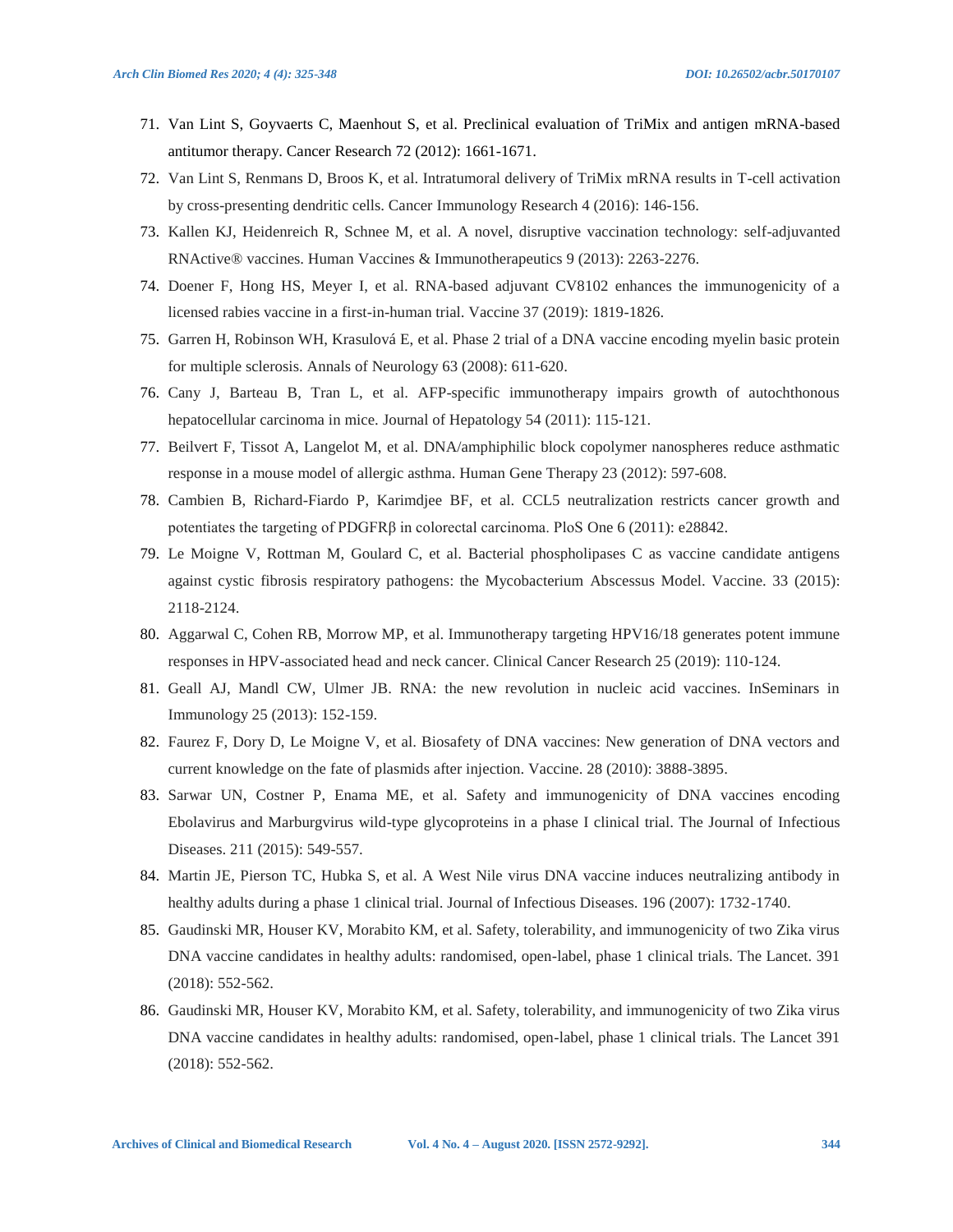71. Van Lint S, Goyvaerts C, Maenhout S, et al. Preclinical evaluation of TriMix and antigen mRNA-based antitumor therapy. Cancer Research 72 (2012): 1661-1671.
72. Van Lint S, Renmans D, Broos K, et al. Intratumoral delivery of TriMix mRNA results in T-cell activation by cross-presenting dendritic cells. Cancer Immunology Research 4 (2016): 146-156.
73. Kallen KJ, Heidenreich R, Schnee M, et al. A novel, disruptive vaccination technology: self-adjuvanted RNActive® vaccines. Human Vaccines & Immunotherapeutics 9 (2013): 2263-2276.
74. Doener F, Hong HS, Meyer I, et al. RNA-based adjuvant CV8102 enhances the immunogenicity of a licensed rabies vaccine in a first-in-human trial. Vaccine 37 (2019): 1819-1826.
75. Garren H, Robinson WH, Krasulová E, et al. Phase 2 trial of a DNA vaccine encoding myelin basic protein for multiple sclerosis. Annals of Neurology 63 (2008): 611-620.
76. Cany J, Barteau B, Tran L, et al. AFP-specific immunotherapy impairs growth of autochthonous hepatocellular carcinoma in mice. Journal of Hepatology 54 (2011): 115-121.
77. Beilvert F, Tissot A, Langelot M, et al. DNA/amphiphilic block copolymer nanospheres reduce asthmatic response in a mouse model of allergic asthma. Human Gene Therapy 23 (2012): 597-608.
78. Cambien B, Richard-Fiardo P, Karimdjee BF, et al. CCL5 neutralization restricts cancer growth and potentiates the targeting of PDGFRβ in colorectal carcinoma. PloS One 6 (2011): e28842.
79. Le Moigne V, Rottman M, Goulard C, et al. Bacterial phospholipases C as vaccine candidate antigens against cystic fibrosis respiratory pathogens: the Mycobacterium Abscessus Model. Vaccine. 33 (2015): 2118-2124.
80. Aggarwal C, Cohen RB, Morrow MP, et al. Immunotherapy targeting HPV16/18 generates potent immune responses in HPV-associated head and neck cancer. Clinical Cancer Research 25 (2019): 110-124.
81. Geall AJ, Mandl CW, Ulmer JB. RNA: the new revolution in nucleic acid vaccines. InSeminars in Immunology 25 (2013): 152-159.
82. Faurez F, Dory D, Le Moigne V, et al. Biosafety of DNA vaccines: New generation of DNA vectors and current knowledge on the fate of plasmids after injection. Vaccine. 28 (2010): 3888-3895.
83. Sarwar UN, Costner P, Enama ME, et al. Safety and immunogenicity of DNA vaccines encoding Ebolavirus and Marburgvirus wild-type glycoproteins in a phase I clinical trial. The Journal of Infectious Diseases. 211 (2015): 549-557.
84. Martin JE, Pierson TC, Hubka S, et al. A West Nile virus DNA vaccine induces neutralizing antibody in healthy adults during a phase 1 clinical trial. Journal of Infectious Diseases. 196 (2007): 1732-1740.
85. Gaudinski MR, Houser KV, Morabito KM, et al. Safety, tolerability, and immunogenicity of two Zika virus DNA vaccine candidates in healthy adults: randomised, open-label, phase 1 clinical trials. The Lancet. 391 (2018): 552-562.
86. Gaudinski MR, Houser KV, Morabito KM, et al. Safety, tolerability, and immunogenicity of two Zika virus DNA vaccine candidates in healthy adults: randomised, open-label, phase 1 clinical trials. The Lancet 391 (2018): 552-562.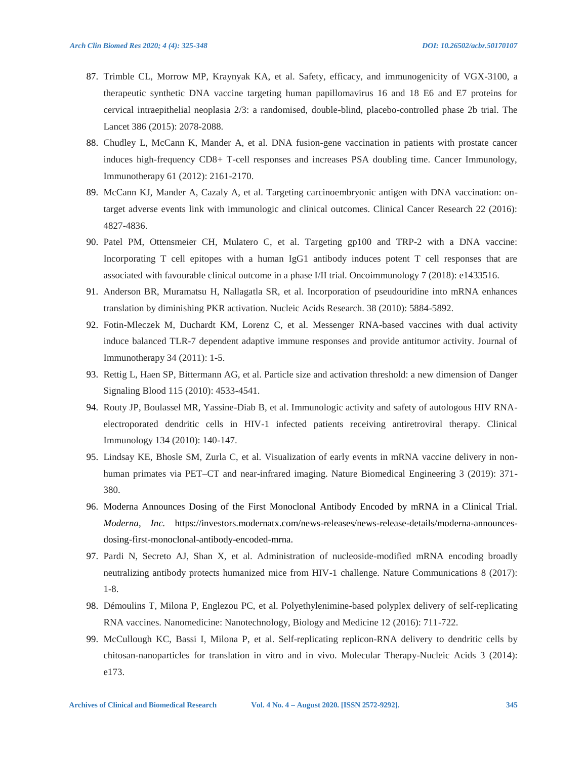87. Trimble CL, Morrow MP, Kraynyak KA, et al. Safety, efficacy, and immunogenicity of VGX-3100, a therapeutic synthetic DNA vaccine targeting human papillomavirus 16 and 18 E6 and E7 proteins for cervical intraepithelial neoplasia 2/3: a randomised, double-blind, placebo-controlled phase 2b trial. The Lancet 386 (2015): 2078-2088.
88. Chudley L, McCann K, Mander A, et al. DNA fusion-gene vaccination in patients with prostate cancer induces high-frequency CD8+ T-cell responses and increases PSA doubling time. Cancer Immunology, Immunotherapy 61 (2012): 2161-2170.
89. McCann KJ, Mander A, Cazaly A, et al. Targeting carcinoembryonic antigen with DNA vaccination: on-target adverse events link with immunologic and clinical outcomes. Clinical Cancer Research 22 (2016): 4827-4836.
90. Patel PM, Ottensmeier CH, Mulatero C, et al. Targeting gp100 and TRP-2 with a DNA vaccine: Incorporating T cell epitopes with a human IgG1 antibody induces potent T cell responses that are associated with favourable clinical outcome in a phase I/II trial. Oncoimmunology 7 (2018): e1433516.
91. Anderson BR, Muramatsu H, Nallagatla SR, et al. Incorporation of pseudouridine into mRNA enhances translation by diminishing PKR activation. Nucleic Acids Research. 38 (2010): 5884-5892.
92. Fotin-Mleczek M, Duchardt KM, Lorenz C, et al. Messenger RNA-based vaccines with dual activity induce balanced TLR-7 dependent adaptive immune responses and provide antitumor activity. Journal of Immunotherapy 34 (2011): 1-5.
93. Rettig L, Haen SP, Bittermann AG, et al. Particle size and activation threshold: a new dimension of Danger Signaling Blood 115 (2010): 4533-4541.
94. Routy JP, Boulassel MR, Yassine-Diab B, et al. Immunologic activity and safety of autologous HIV RNA-electroporated dendritic cells in HIV-1 infected patients receiving antiretroviral therapy. Clinical Immunology 134 (2010): 140-147.
95. Lindsay KE, Bhosle SM, Zurla C, et al. Visualization of early events in mRNA vaccine delivery in non-human primates via PET–CT and near-infrared imaging. Nature Biomedical Engineering 3 (2019): 371-380.
96. Moderna Announces Dosing of the First Monoclonal Antibody Encoded by mRNA in a Clinical Trial. *Moderna, Inc.* https://investors.modernatx.com/news-releases/news-release-details/moderna-announces-dosing-first-monoclonal-antibody-encoded-mrna.
97. Pardi N, Secreto AJ, Shan X, et al. Administration of nucleoside-modified mRNA encoding broadly neutralizing antibody protects humanized mice from HIV-1 challenge. Nature Communications 8 (2017): 1-8.
98. Démoulins T, Milona P, Englezou PC, et al. Polyethylenimine-based polyplex delivery of self-replicating RNA vaccines. Nanomedicine: Nanotechnology, Biology and Medicine 12 (2016): 711-722.
99. McCullough KC, Bassi I, Milona P, et al. Self-replicating replicon-RNA delivery to dendritic cells by chitosan-nanoparticles for translation in vitro and in vivo. Molecular Therapy-Nucleic Acids 3 (2014): e173.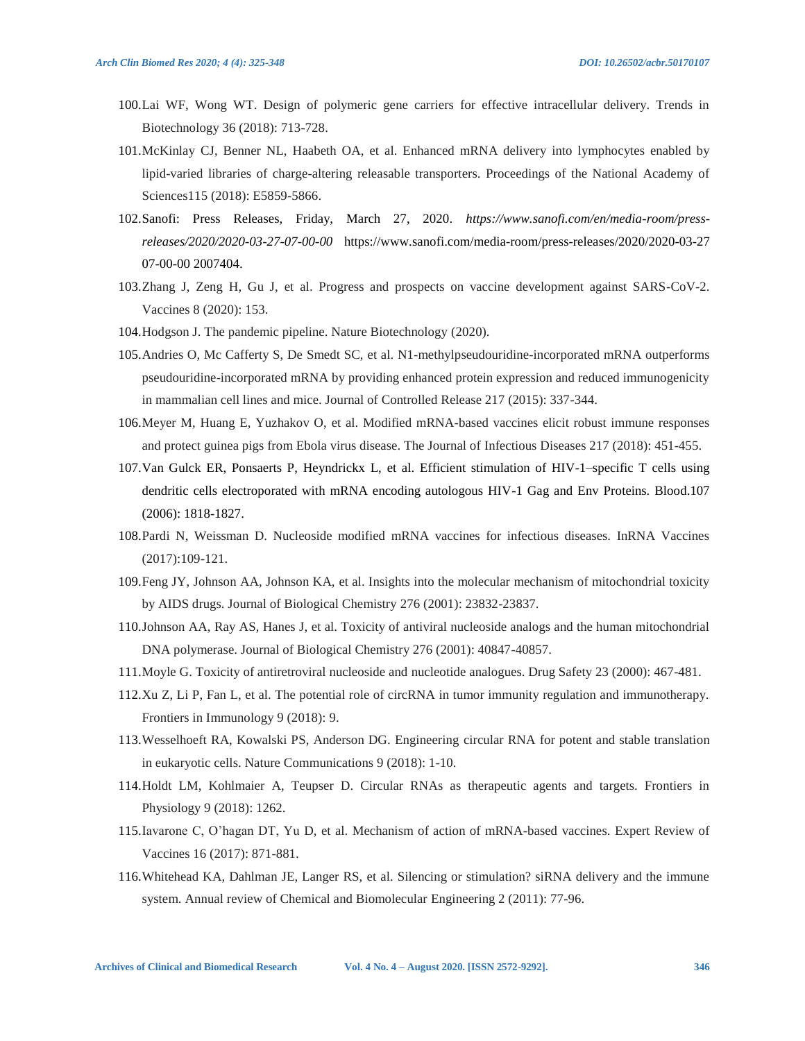100. Lai WF, Wong WT. Design of polymeric gene carriers for effective intracellular delivery. Trends in Biotechnology 36 (2018): 713-728.
101. McKinlay CJ, Benner NL, Haabeth OA, et al. Enhanced mRNA delivery into lymphocytes enabled by lipid-varied libraries of charge-altering releasable transporters. Proceedings of the National Academy of Sciences115 (2018): E5859-5866.
102. Sanofi: Press Releases, Friday, March 27, 2020. *https://www.sanofi.com/en/media-room/press-releases/2020/2020-03-27-07-00-00* https://www.sanofi.com/media-room/press-releases/2020/2020-03-27 07-00-00 2007404.
103. Zhang J, Zeng H, Gu J, et al. Progress and prospects on vaccine development against SARS-CoV-2. Vaccines 8 (2020): 153.
104. Hodgson J. The pandemic pipeline. Nature Biotechnology (2020).
105. Andries O, Mc Cafferty S, De Smedt SC, et al. N1-methylpseudouridine-incorporated mRNA outperforms pseudouridine-incorporated mRNA by providing enhanced protein expression and reduced immunogenicity in mammalian cell lines and mice. Journal of Controlled Release 217 (2015): 337-344.
106. Meyer M, Huang E, Yuzhakov O, et al. Modified mRNA-based vaccines elicit robust immune responses and protect guinea pigs from Ebola virus disease. The Journal of Infectious Diseases 217 (2018): 451-455.
107. Van Gulck ER, Ponsaerts P, Heyndrickx L, et al. Efficient stimulation of HIV-1–specific T cells using dendritic cells electroporated with mRNA encoding autologous HIV-1 Gag and Env Proteins. Blood.107 (2006): 1818-1827.
108. Pardi N, Weissman D. Nucleoside modified mRNA vaccines for infectious diseases. InRNA Vaccines (2017):109-121.
109. Feng JY, Johnson AA, Johnson KA, et al. Insights into the molecular mechanism of mitochondrial toxicity by AIDS drugs. Journal of Biological Chemistry 276 (2001): 23832-23837.
110. Johnson AA, Ray AS, Hanes J, et al. Toxicity of antiviral nucleoside analogs and the human mitochondrial DNA polymerase. Journal of Biological Chemistry 276 (2001): 40847-40857.
111. Moyle G. Toxicity of antiretroviral nucleoside and nucleotide analogues. Drug Safety 23 (2000): 467-481.
112. Xu Z, Li P, Fan L, et al. The potential role of circRNA in tumor immunity regulation and immunotherapy. Frontiers in Immunology 9 (2018): 9.
113. Wesselhoeft RA, Kowalski PS, Anderson DG. Engineering circular RNA for potent and stable translation in eukaryotic cells. Nature Communications 9 (2018): 1-10.
114. Holdt LM, Kohlmaier A, Teupser D. Circular RNAs as therapeutic agents and targets. Frontiers in Physiology 9 (2018): 1262.
115. Iavarone C, O'hagan DT, Yu D, et al. Mechanism of action of mRNA-based vaccines. Expert Review of Vaccines 16 (2017): 871-881.
116. Whitehead KA, Dahlman JE, Langer RS, et al. Silencing or stimulation? siRNA delivery and the immune system. Annual review of Chemical and Biomolecular Engineering 2 (2011): 77-96.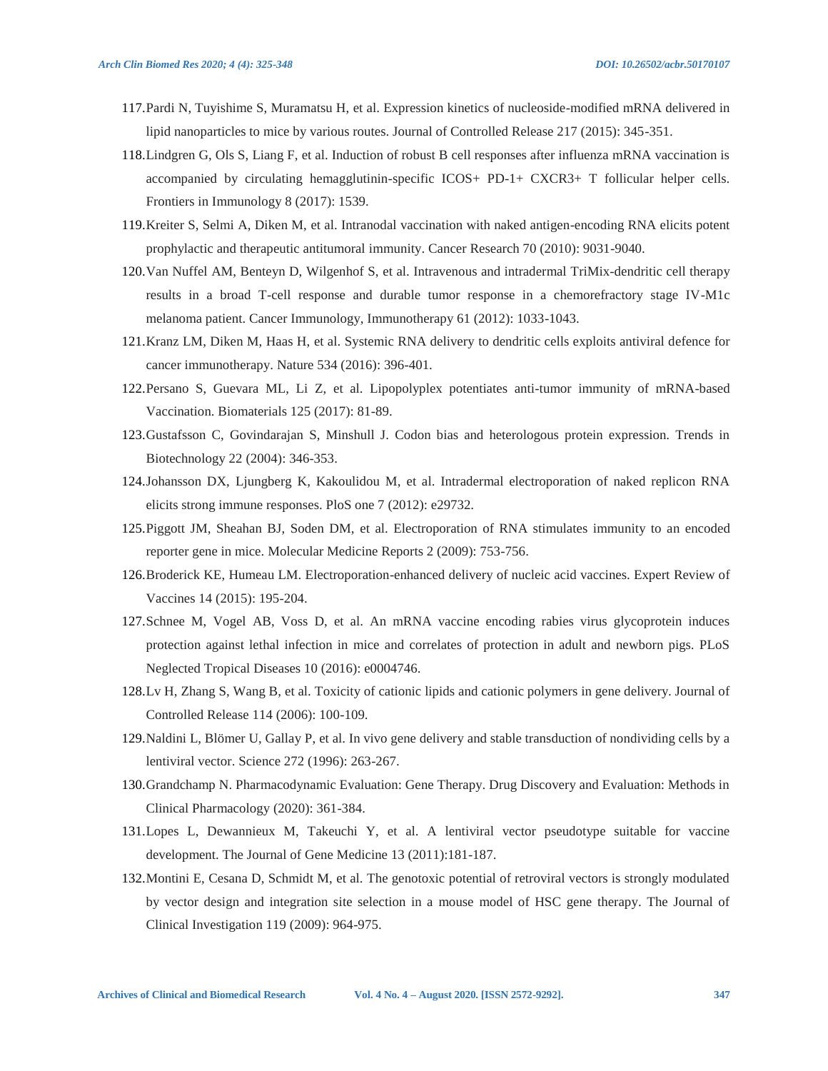117. Pardi N, Tuyishime S, Muramatsu H, et al. Expression kinetics of nucleoside-modified mRNA delivered in lipid nanoparticles to mice by various routes. Journal of Controlled Release 217 (2015): 345-351.
118. Lindgren G, Ols S, Liang F, et al. Induction of robust B cell responses after influenza mRNA vaccination is accompanied by circulating hemagglutinin-specific ICOS+ PD-1+ CXCR3+ T follicular helper cells. Frontiers in Immunology 8 (2017): 1539.
119. Kreiter S, Selmi A, Diken M, et al. Intranodal vaccination with naked antigen-encoding RNA elicits potent prophylactic and therapeutic antitumoral immunity. Cancer Research 70 (2010): 9031-9040.
120. Van Nuffel AM, Benteyn D, Wilgenhof S, et al. Intravenous and intradermal TriMix-dendritic cell therapy results in a broad T-cell response and durable tumor response in a chemorefractory stage IV-M1c melanoma patient. Cancer Immunology, Immunotherapy 61 (2012): 1033-1043.
121. Kranz LM, Diken M, Haas H, et al. Systemic RNA delivery to dendritic cells exploits antiviral defence for cancer immunotherapy. Nature 534 (2016): 396-401.
122. Persano S, Guevara ML, Li Z, et al. Lipopolyplex potentiates anti-tumor immunity of mRNA-based Vaccination. Biomaterials 125 (2017): 81-89.
123. Gustafsson C, Govindarajan S, Minshull J. Codon bias and heterologous protein expression. Trends in Biotechnology 22 (2004): 346-353.
124. Johansson DX, Ljungberg K, Kakoulidou M, et al. Intradermal electroporation of naked replicon RNA elicits strong immune responses. PloS one 7 (2012): e29732.
125. Piggott JM, Sheahan BJ, Soden DM, et al. Electroporation of RNA stimulates immunity to an encoded reporter gene in mice. Molecular Medicine Reports 2 (2009): 753-756.
126. Broderick KE, Humeau LM. Electroporation-enhanced delivery of nucleic acid vaccines. Expert Review of Vaccines 14 (2015): 195-204.
127. Schnee M, Vogel AB, Voss D, et al. An mRNA vaccine encoding rabies virus glycoprotein induces protection against lethal infection in mice and correlates of protection in adult and newborn pigs. PLoS Neglected Tropical Diseases 10 (2016): e0004746.
128. Lv H, Zhang S, Wang B, et al. Toxicity of cationic lipids and cationic polymers in gene delivery. Journal of Controlled Release 114 (2006): 100-109.
129. Naldini L, Blömer U, Gallay P, et al. In vivo gene delivery and stable transduction of nondividing cells by a lentiviral vector. Science 272 (1996): 263-267.
130. Grandchamp N. Pharmacodynamic Evaluation: Gene Therapy. Drug Discovery and Evaluation: Methods in Clinical Pharmacology (2020): 361-384.
131. Lopes L, Dewannieux M, Takeuchi Y, et al. A lentiviral vector pseudotype suitable for vaccine development. The Journal of Gene Medicine 13 (2011):181-187.
132. Montini E, Cesana D, Schmidt M, et al. The genotoxic potential of retroviral vectors is strongly modulated by vector design and integration site selection in a mouse model of HSC gene therapy. The Journal of Clinical Investigation 119 (2009): 964-975.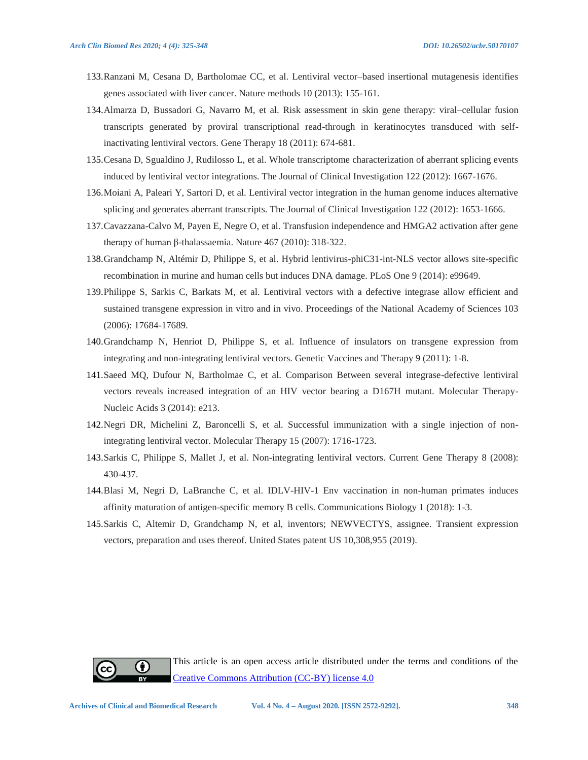133. Ranzani M, Cesana D, Bartholomae CC, et al. Lentiviral vector–based insertional mutagenesis identifies genes associated with liver cancer. Nature methods 10 (2013): 155-161.
134. Almarza D, Bussadori G, Navarro M, et al. Risk assessment in skin gene therapy: viral–cellular fusion transcripts generated by proviral transcriptional read-through in keratinocytes transduced with self-inactivating lentiviral vectors. Gene Therapy 18 (2011): 674-681.
135. Cesana D, Sgualdino J, Rudilosso L, et al. Whole transcriptome characterization of aberrant splicing events induced by lentiviral vector integrations. The Journal of Clinical Investigation 122 (2012): 1667-1676.
136. Moiani A, Paleari Y, Sartori D, et al. Lentiviral vector integration in the human genome induces alternative splicing and generates aberrant transcripts. The Journal of Clinical Investigation 122 (2012): 1653-1666.
137. Cavazzana-Calvo M, Payen E, Negre O, et al. Transfusion independence and HMGA2 activation after gene therapy of human β-thalassaemia. Nature 467 (2010): 318-322.
138. Grandchamp N, Altémir D, Philippe S, et al. Hybrid lentivirus-phiC31-int-NLS vector allows site-specific recombination in murine and human cells but induces DNA damage. PLoS One 9 (2014): e99649.
139. Philippe S, Sarkis C, Barkats M, et al. Lentiviral vectors with a defective integrase allow efficient and sustained transgene expression in vitro and in vivo. Proceedings of the National Academy of Sciences 103 (2006): 17684-17689.
140. Grandchamp N, Henriot D, Philippe S, et al. Influence of insulators on transgene expression from integrating and non-integrating lentiviral vectors. Genetic Vaccines and Therapy 9 (2011): 1-8.
141. Saeed MQ, Dufour N, Bartholmae C, et al. Comparison Between several integrase-defective lentiviral vectors reveals increased integration of an HIV vector bearing a D167H mutant. Molecular Therapy-Nucleic Acids 3 (2014): e213.
142. Negri DR, Michelini Z, Baroncelli S, et al. Successful immunization with a single injection of non-integrating lentiviral vector. Molecular Therapy 15 (2007): 1716-1723.
143. Sarkis C, Philippe S, Mallet J, et al. Non-integrating lentiviral vectors. Current Gene Therapy 8 (2008): 430-437.
144. Blasi M, Negri D, LaBranche C, et al. IDLV-HIV-1 Env vaccination in non-human primates induces affinity maturation of antigen-specific memory B cells. Communications Biology 1 (2018): 1-3.
145. Sarkis C, Altemir D, Grandchamp N, et al, inventors; NEWVECTYS, assignee. Transient expression vectors, preparation and uses thereof. United States patent US 10,308,955 (2019).

This article is an open access article distributed under the terms and conditions of the [Creative Commons Attribution (CC-BY) license 4.0](https://creativecommons.org/licenses/by/4.0/)